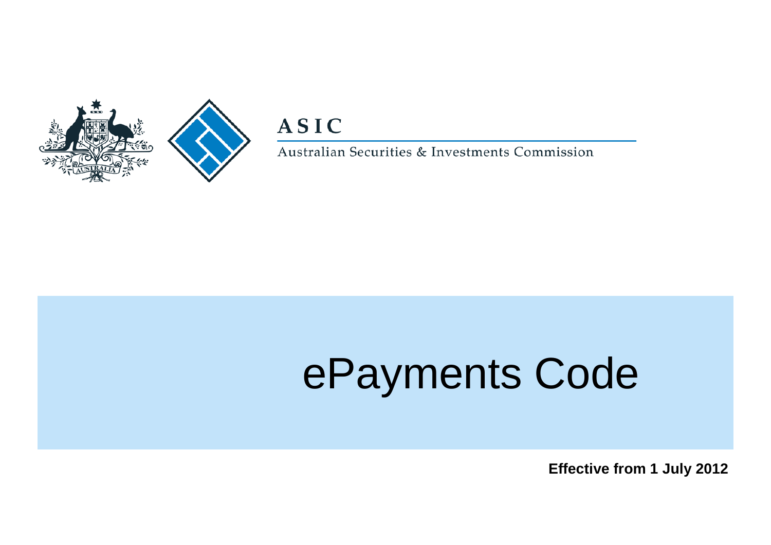ASIC

Australian Securities & Investments Commission

# ePayments Code

**Effective from 1 July 2012**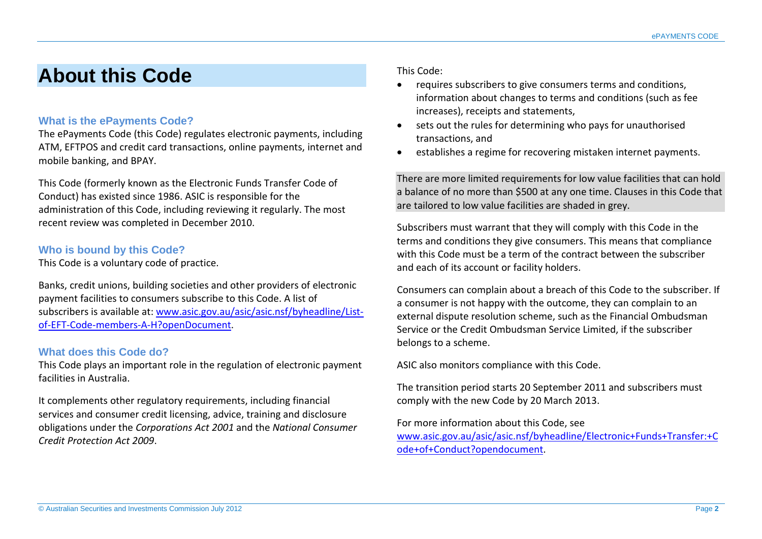# About this Code

## What is the ePayments Code?

The ePayments Code (this Code) regulates electronic payments, including ATM, EFTPOS and credit card transactions, online payments, internet and mobile banking, and BPAY.

This Code (formerly known as the Electronic Funds Transfer Code of Conduct) has existed since 1986. ASIC is responsible for the administration of this Code, including reviewing it regularly. The most recent review was completed in December 2010.

## Who is bound by this Code?

This Code is a voluntary code of practice.

Banks, credit unions, building societies and other providers of electronic payment facilities to consumers subscribe to this Code. A list of subscribers is available at: [www.asic.gov.au/asic/asic.nsf/byheadline/List-of-EFT-Code-members-A-H?openDocument](www.asic.gov.au/asic/asic.nsf/byheadline/List-of-EFT-Code-members-A-H?openDocument).

## What does this Code do?

This Code plays an important role in the regulation of electronic payment facilities in Australia.

It complements other regulatory requirements, including financial services and consumer credit licensing, advice, training and disclosure obligations under the *Corporations Act 2001* and the *National Consumer Credit Protection Act 2009*.

This Code:

- requires subscribers to give consumers terms and conditions, information about changes to terms and conditions (such as fee increases), receipts and statements,
- sets out the rules for determining who pays for unauthorised transactions, and
- establishes a regime for recovering mistaken internet payments.

There are more limited requirements for low value facilities that can hold a balance of no more than $500 at any one time. Clauses in this Code that are tailored to low value facilities are shaded in grey.

Subscribers must warrant that they will comply with this Code in the terms and conditions they give consumers. This means that compliance with this Code must be a term of the contract between the subscriber and each of its account or facility holders.

Consumers can complain about a breach of this Code to the subscriber. If a consumer is not happy with the outcome, they can complain to an external dispute resolution scheme, such as the Financial Ombudsman Service or the Credit Ombudsman Service Limited, if the subscriber belongs to a scheme.

ASIC also monitors compliance with this Code.

The transition period starts 20 September 2011 and subscribers must comply with the new Code by 20 March 2013.

For more information about this Code, see [www.asic.gov.au/asic/asic.nsf/byheadline/Electronic+Funds+Transfer:+Code+of+Conduct?opendocument](www.asic.gov.au/asic/asic.nsf/byheadline/Electronic+Funds+Transfer:+Code+of+Conduct?opendocument).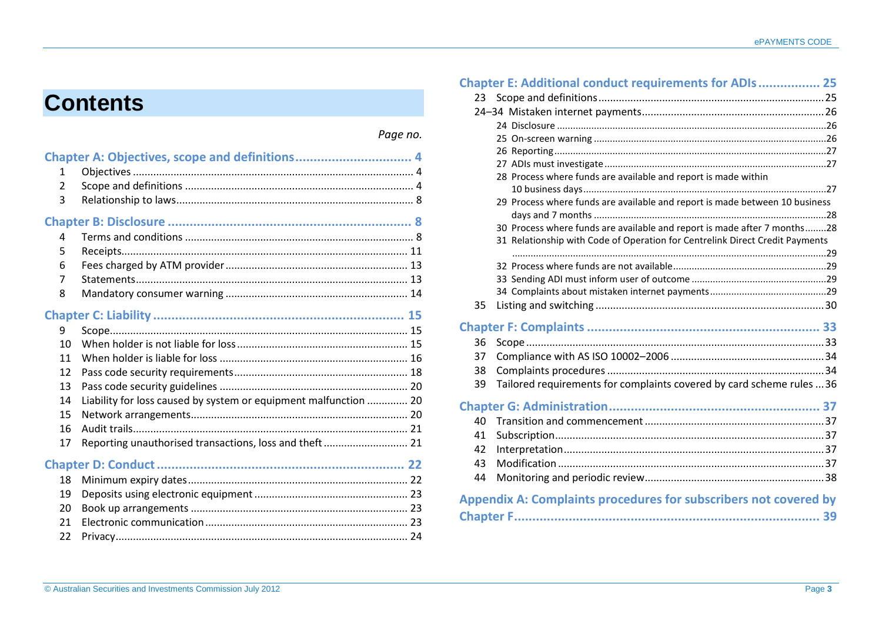# Contents

*Page no.*

**Chapter A: Objectives, scope and definitions ... 4**

1 Objectives ... 4
2 Scope and definitions ... 4
3 Relationship to laws ... 8

**Chapter B: Disclosure ... 8**

4 Terms and conditions ... 8
5 Receipts ... 11
6 Fees charged by ATM provider ... 13
7 Statements ... 13
8 Mandatory consumer warning ... 14

**Chapter C: Liability ... 15**

9 Scope ... 15
10 When holder is not liable for loss ... 15
11 When holder is liable for loss ... 16
12 Pass code security requirements ... 18
13 Pass code security guidelines ... 20
14 Liability for loss caused by system or equipment malfunction ... 20
15 Network arrangements ... 20
16 Audit trails ... 21
17 Reporting unauthorised transactions, loss and theft ... 21

**Chapter D: Conduct ... 22**

18 Minimum expiry dates ... 22
19 Deposits using electronic equipment ... 23
20 Book up arrangements ... 23
21 Electronic communication ... 23
22 Privacy ... 24

**Chapter E: Additional conduct requirements for ADIs ... 25**

23 Scope and definitions ... 25
24–34 Mistaken internet payments ... 26
- 24 Disclosure ... 26
- 25 On-screen warning ... 26
- 26 Reporting ... 27
- 27 ADIs must investigate ... 27
- 28 Process where funds are available and report is made within 10 business days ... 27
- 29 Process where funds are available and report is made between 10 business days and 7 months ... 28
- 30 Process where funds are available and report is made after 7 months ... 28
- 31 Relationship with Code of Operation for Centrelink Direct Credit Payments ... 29
- 32 Process where funds are not available ... 29
- 33 Sending ADI must inform user of outcome ... 29
- 34 Complaints about mistaken internet payments ... 29

35 Listing and switching ... 30

**Chapter F: Complaints ... 33**

36 Scope ... 33
37 Compliance with AS ISO 10002–2006 ... 34
38 Complaints procedures ... 34
39 Tailored requirements for complaints covered by card scheme rules ... 36

**Chapter G: Administration ... 37**

40 Transition and commencement ... 37
41 Subscription ... 37
42 Interpretation ... 37
43 Modification ... 37
44 Monitoring and periodic review ... 38

**Appendix A: Complaints procedures for subscribers not covered by Chapter F ... 39**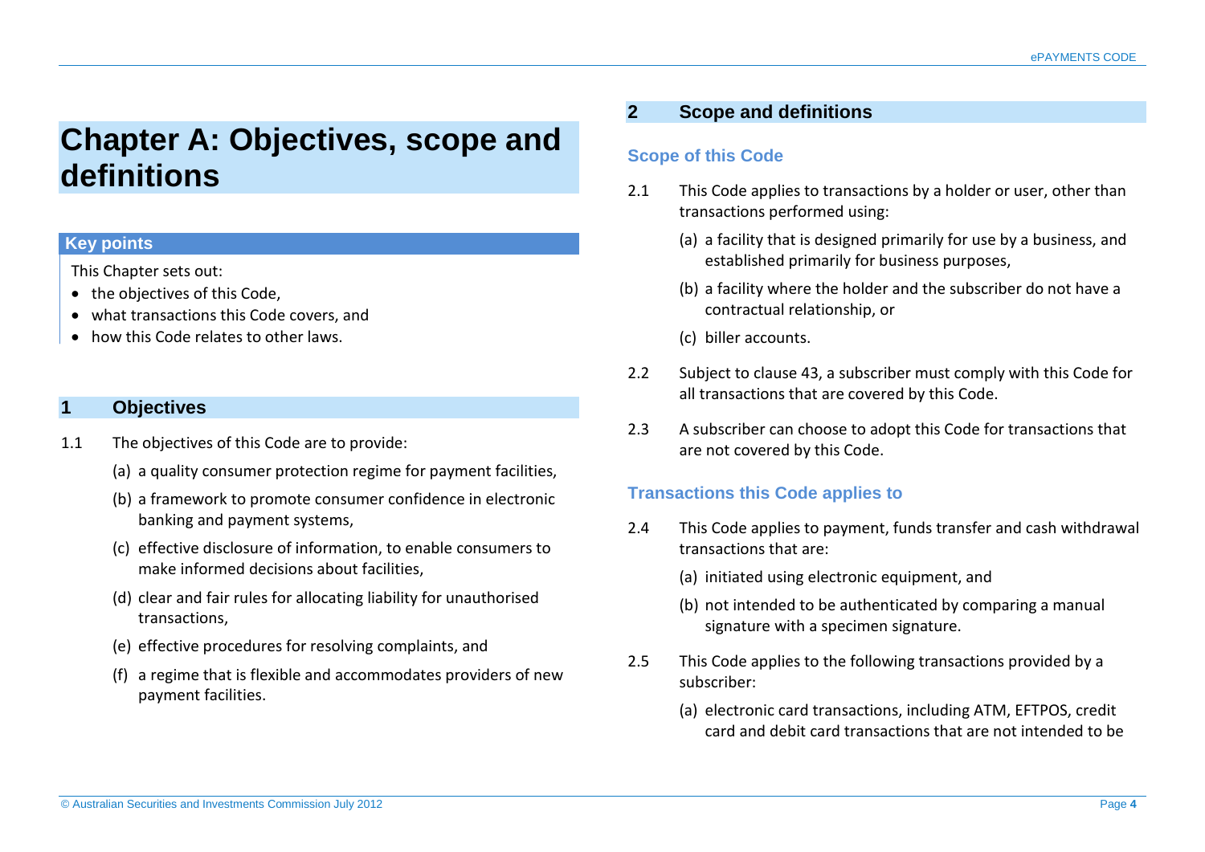# Chapter A: Objectives, scope and definitions

**Key points**

This Chapter sets out:

- the objectives of this Code,
- what transactions this Code covers, and
- how this Code relates to other laws.

## 1 Objectives

1.1 The objectives of this Code are to provide:

(a) a quality consumer protection regime for payment facilities,

(b) a framework to promote consumer confidence in electronic banking and payment systems,

(c) effective disclosure of information, to enable consumers to make informed decisions about facilities,

(d) clear and fair rules for allocating liability for unauthorised transactions,

(e) effective procedures for resolving complaints, and

(f) a regime that is flexible and accommodates providers of new payment facilities.

## 2 Scope and definitions

### Scope of this Code

2.1 This Code applies to transactions by a holder or user, other than transactions performed using:

(a) a facility that is designed primarily for use by a business, and established primarily for business purposes,

(b) a facility where the holder and the subscriber do not have a contractual relationship, or

(c) biller accounts.

2.2 Subject to clause 43, a subscriber must comply with this Code for all transactions that are covered by this Code.

2.3 A subscriber can choose to adopt this Code for transactions that are not covered by this Code.

### Transactions this Code applies to

2.4 This Code applies to payment, funds transfer and cash withdrawal transactions that are:

(a) initiated using electronic equipment, and

(b) not intended to be authenticated by comparing a manual signature with a specimen signature.

2.5 This Code applies to the following transactions provided by a subscriber:

(a) electronic card transactions, including ATM, EFTPOS, credit card and debit card transactions that are not intended to be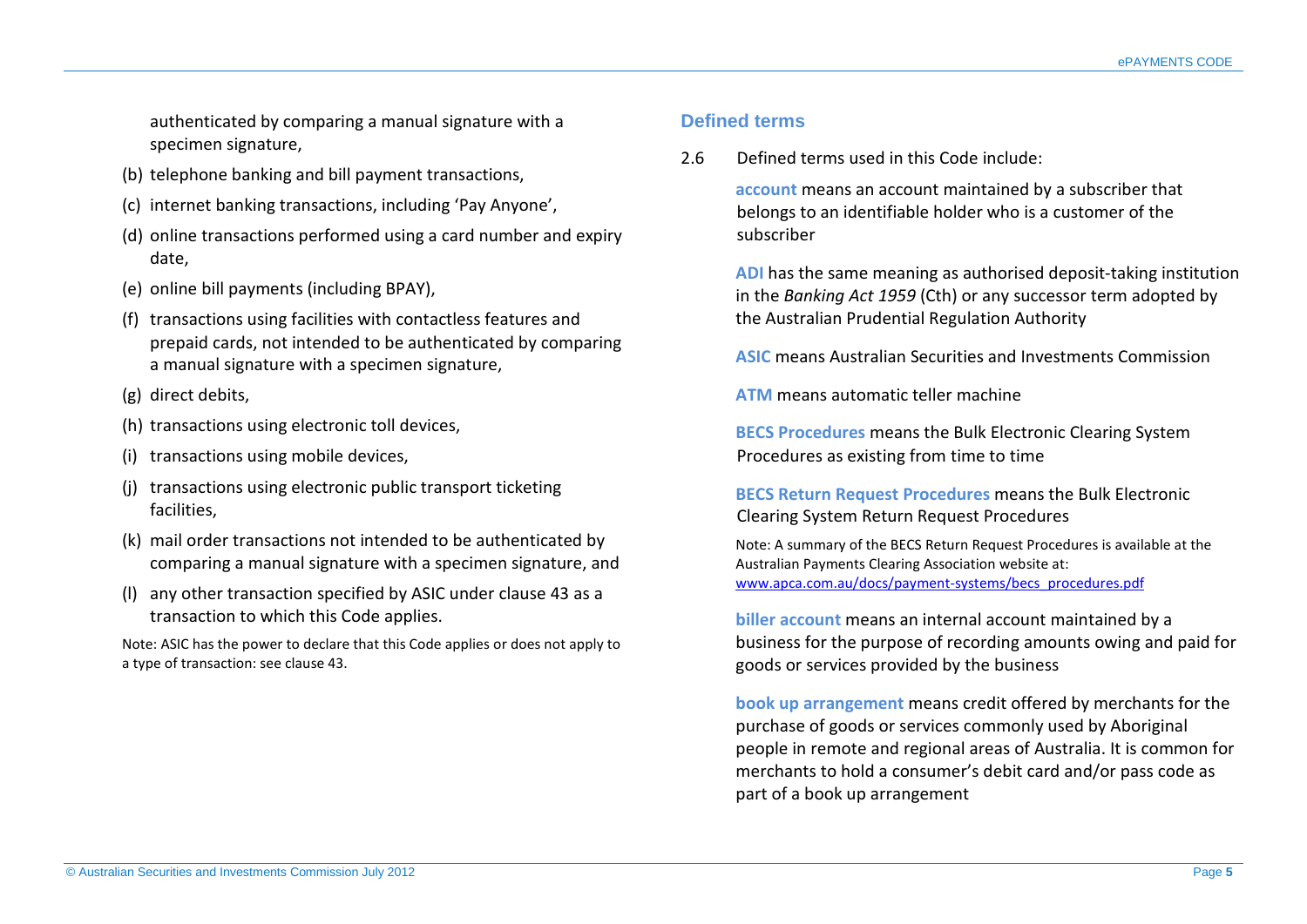authenticated by comparing a manual signature with a specimen signature,

(b) telephone banking and bill payment transactions,

(c) internet banking transactions, including 'Pay Anyone',

(d) online transactions performed using a card number and expiry date,

(e) online bill payments (including BPAY),

(f) transactions using facilities with contactless features and prepaid cards, not intended to be authenticated by comparing a manual signature with a specimen signature,

(g) direct debits,

(h) transactions using electronic toll devices,

(i) transactions using mobile devices,

(j) transactions using electronic public transport ticketing facilities,

(k) mail order transactions not intended to be authenticated by comparing a manual signature with a specimen signature, and

(l) any other transaction specified by ASIC under clause 43 as a transaction to which this Code applies.

Note: ASIC has the power to declare that this Code applies or does not apply to a type of transaction: see clause 43.

## Defined terms

2.6 Defined terms used in this Code include:

**account** means an account maintained by a subscriber that belongs to an identifiable holder who is a customer of the subscriber

**ADI** has the same meaning as authorised deposit-taking institution in the *Banking Act 1959* (Cth) or any successor term adopted by the Australian Prudential Regulation Authority

**ASIC** means Australian Securities and Investments Commission

**ATM** means automatic teller machine

**BECS Procedures** means the Bulk Electronic Clearing System Procedures as existing from time to time

**BECS Return Request Procedures** means the Bulk Electronic Clearing System Return Request Procedures

Note: A summary of the BECS Return Request Procedures is available at the Australian Payments Clearing Association website at: www.apca.com.au/docs/payment-systems/becs_procedures.pdf

**biller account** means an internal account maintained by a business for the purpose of recording amounts owing and paid for goods or services provided by the business

**book up arrangement** means credit offered by merchants for the purchase of goods or services commonly used by Aboriginal people in remote and regional areas of Australia. It is common for merchants to hold a consumer's debit card and/or pass code as part of a book up arrangement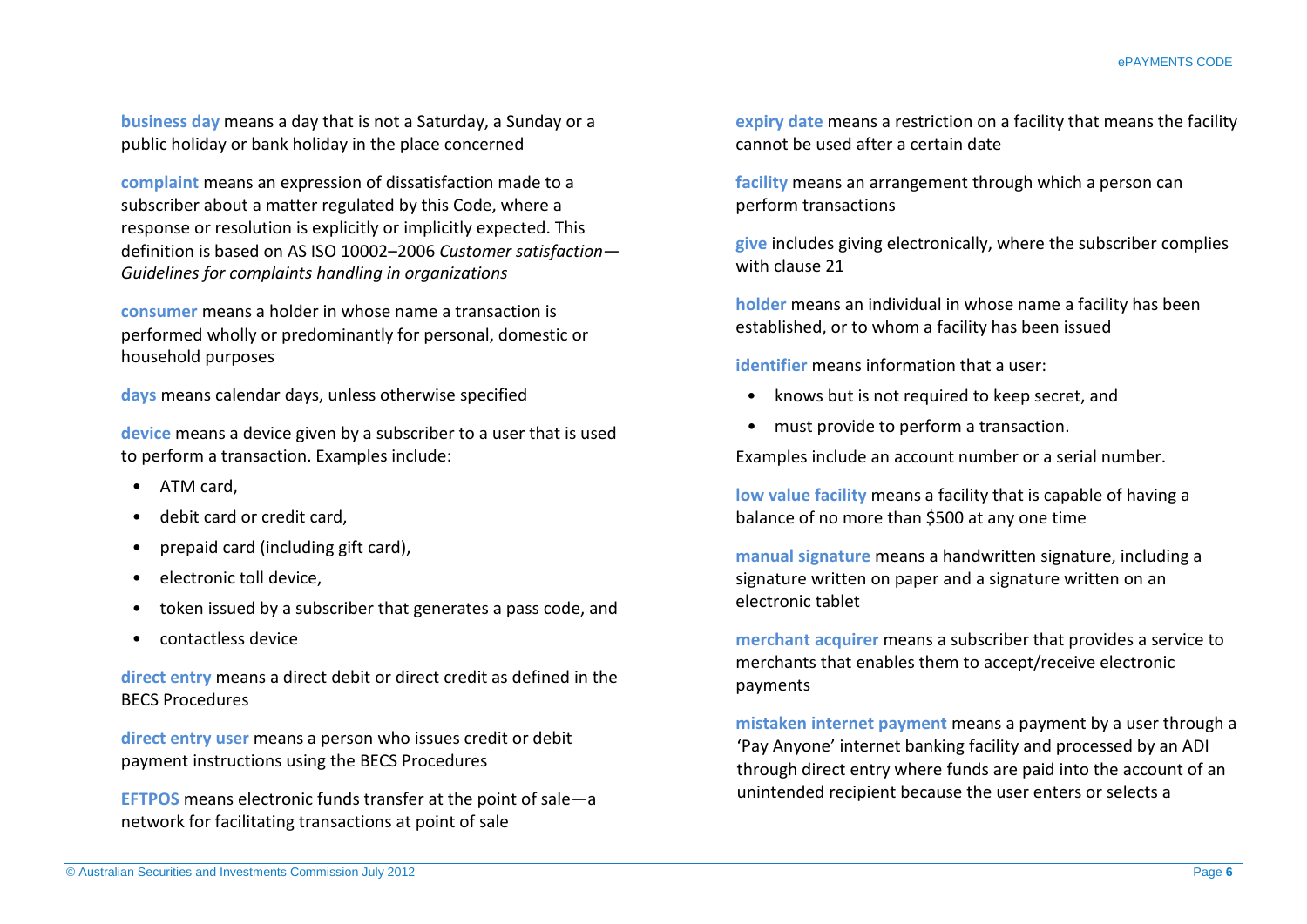**business day** means a day that is not a Saturday, a Sunday or a public holiday or bank holiday in the place concerned

**complaint** means an expression of dissatisfaction made to a subscriber about a matter regulated by this Code, where a response or resolution is explicitly or implicitly expected. This definition is based on AS ISO 10002–2006 *Customer satisfaction—Guidelines for complaints handling in organizations*

**consumer** means a holder in whose name a transaction is performed wholly or predominantly for personal, domestic or household purposes

**days** means calendar days, unless otherwise specified

**device** means a device given by a subscriber to a user that is used to perform a transaction. Examples include:

- ATM card,
- debit card or credit card,
- prepaid card (including gift card),
- electronic toll device,
- token issued by a subscriber that generates a pass code, and
- contactless device

**direct entry** means a direct debit or direct credit as defined in the BECS Procedures

**direct entry user** means a person who issues credit or debit payment instructions using the BECS Procedures

**EFTPOS** means electronic funds transfer at the point of sale—a network for facilitating transactions at point of sale

**expiry date** means a restriction on a facility that means the facility cannot be used after a certain date

**facility** means an arrangement through which a person can perform transactions

**give** includes giving electronically, where the subscriber complies with clause 21

**holder** means an individual in whose name a facility has been established, or to whom a facility has been issued

**identifier** means information that a user:

- knows but is not required to keep secret, and
- must provide to perform a transaction.

Examples include an account number or a serial number.

**low value facility** means a facility that is capable of having a balance of no more than $500 at any one time

**manual signature** means a handwritten signature, including a signature written on paper and a signature written on an electronic tablet

**merchant acquirer** means a subscriber that provides a service to merchants that enables them to accept/receive electronic payments

**mistaken internet payment** means a payment by a user through a 'Pay Anyone' internet banking facility and processed by an ADI through direct entry where funds are paid into the account of an unintended recipient because the user enters or selects a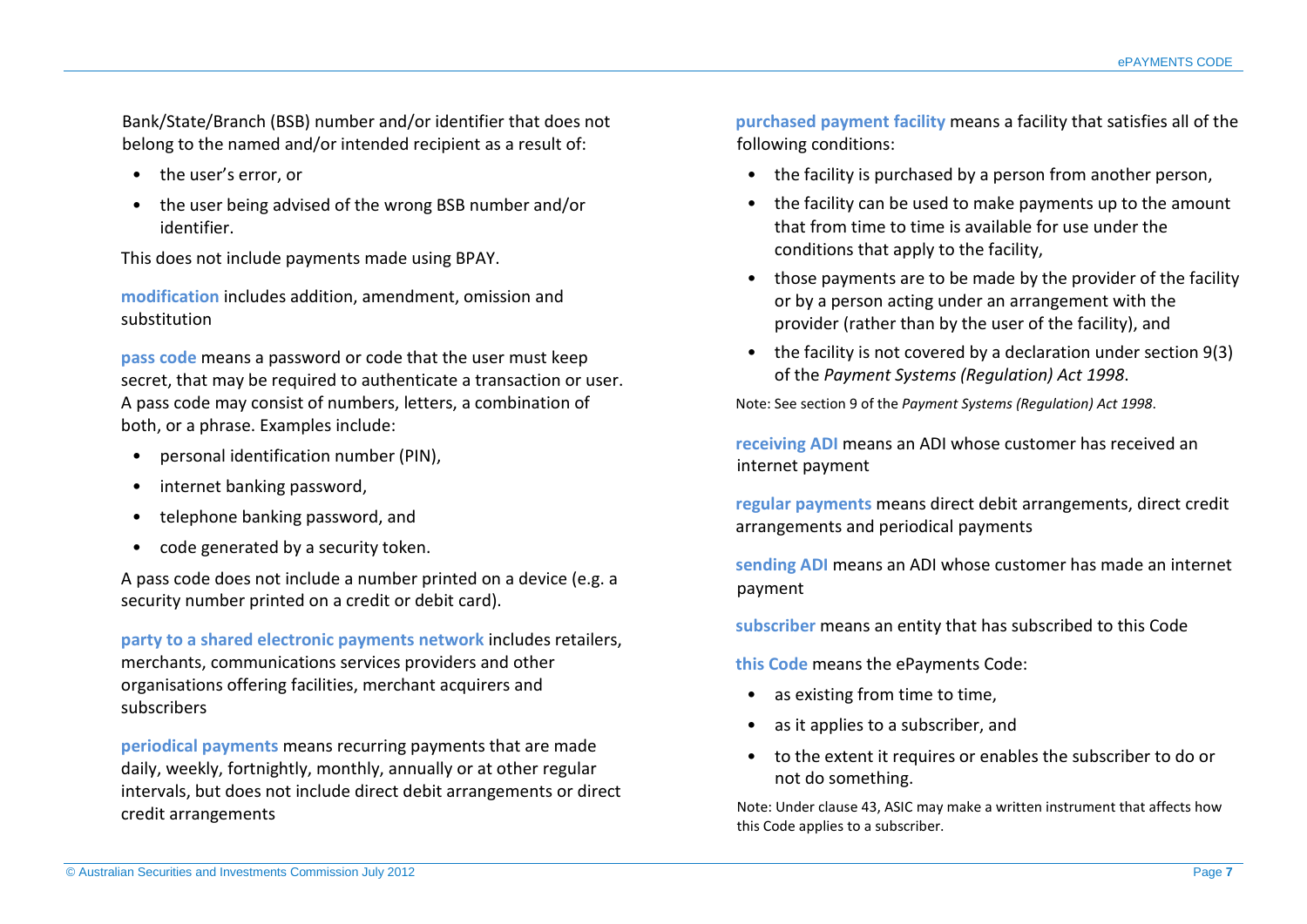Bank/State/Branch (BSB) number and/or identifier that does not belong to the named and/or intended recipient as a result of:

- the user's error, or
- the user being advised of the wrong BSB number and/or identifier.

This does not include payments made using BPAY.

**modification** includes addition, amendment, omission and substitution

**pass code** means a password or code that the user must keep secret, that may be required to authenticate a transaction or user. A pass code may consist of numbers, letters, a combination of both, or a phrase. Examples include:

- personal identification number (PIN),
- internet banking password,
- telephone banking password, and
- code generated by a security token.

A pass code does not include a number printed on a device (e.g. a security number printed on a credit or debit card).

**party to a shared electronic payments network** includes retailers, merchants, communications services providers and other organisations offering facilities, merchant acquirers and subscribers

**periodical payments** means recurring payments that are made daily, weekly, fortnightly, monthly, annually or at other regular intervals, but does not include direct debit arrangements or direct credit arrangements

**purchased payment facility** means a facility that satisfies all of the following conditions:

- the facility is purchased by a person from another person,
- the facility can be used to make payments up to the amount that from time to time is available for use under the conditions that apply to the facility,
- those payments are to be made by the provider of the facility or by a person acting under an arrangement with the provider (rather than by the user of the facility), and
- the facility is not covered by a declaration under section 9(3) of the *Payment Systems (Regulation) Act 1998*.

Note: See section 9 of the *Payment Systems (Regulation) Act 1998*.

**receiving ADI** means an ADI whose customer has received an internet payment

**regular payments** means direct debit arrangements, direct credit arrangements and periodical payments

**sending ADI** means an ADI whose customer has made an internet payment

**subscriber** means an entity that has subscribed to this Code

**this Code** means the ePayments Code:

- as existing from time to time,
- as it applies to a subscriber, and
- to the extent it requires or enables the subscriber to do or not do something.

Note: Under clause 43, ASIC may make a written instrument that affects how this Code applies to a subscriber.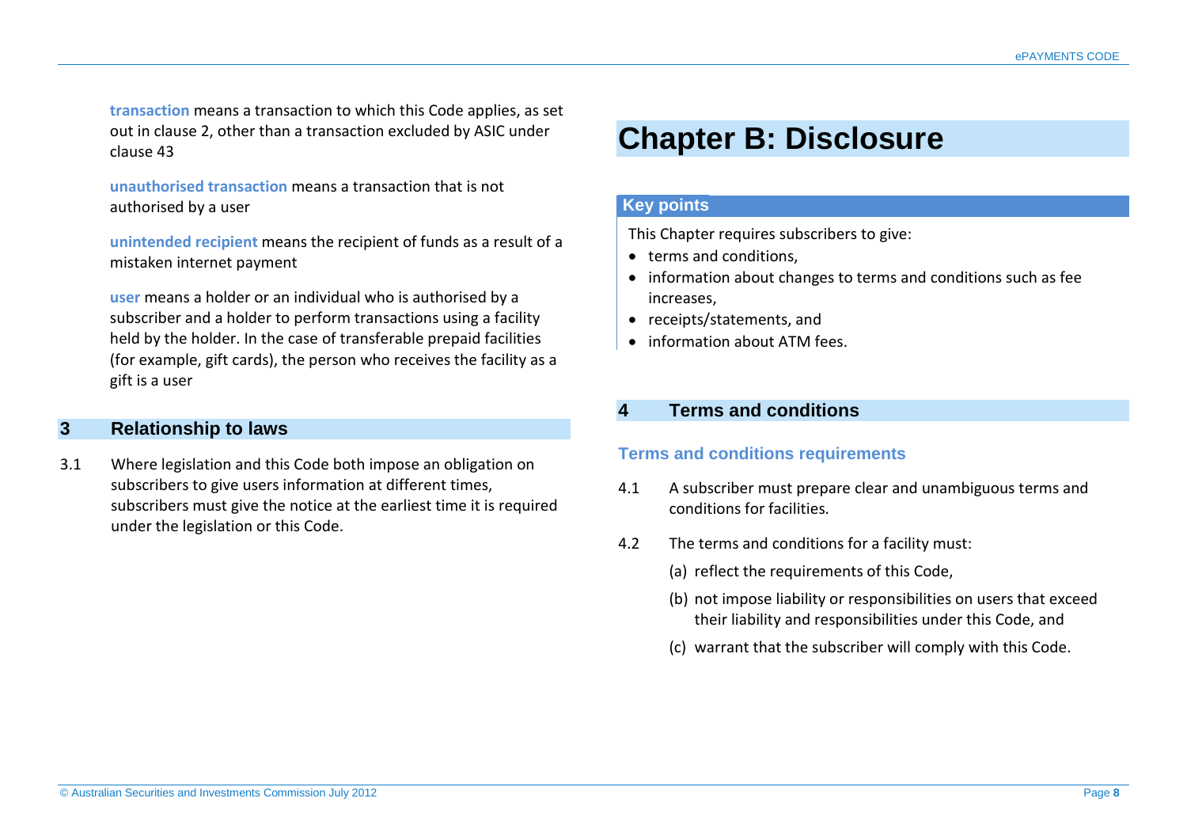**transaction** means a transaction to which this Code applies, as set out in clause 2, other than a transaction excluded by ASIC under clause 43

**unauthorised transaction** means a transaction that is not authorised by a user

**unintended recipient** means the recipient of funds as a result of a mistaken internet payment

**user** means a holder or an individual who is authorised by a subscriber and a holder to perform transactions using a facility held by the holder. In the case of transferable prepaid facilities (for example, gift cards), the person who receives the facility as a gift is a user

## 3 Relationship to laws

3.1 Where legislation and this Code both impose an obligation on subscribers to give users information at different times, subscribers must give the notice at the earliest time it is required under the legislation or this Code.

# Chapter B: Disclosure

**Key points**

This Chapter requires subscribers to give:

- terms and conditions,
- information about changes to terms and conditions such as fee increases,
- receipts/statements, and
- information about ATM fees.

## 4 Terms and conditions

### Terms and conditions requirements

4.1 A subscriber must prepare clear and unambiguous terms and conditions for facilities.

4.2 The terms and conditions for a facility must:

(a) reflect the requirements of this Code,

(b) not impose liability or responsibilities on users that exceed their liability and responsibilities under this Code, and

(c) warrant that the subscriber will comply with this Code.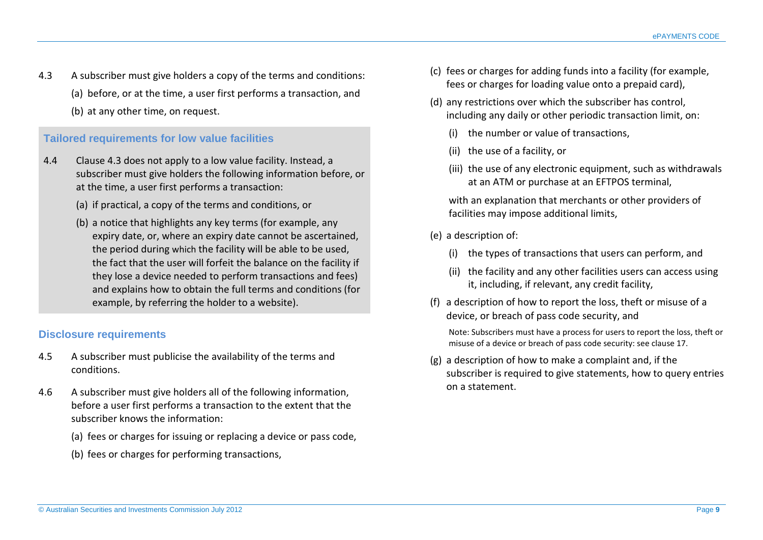4.3 A subscriber must give holders a copy of the terms and conditions:

(a) before, or at the time, a user first performs a transaction, and

(b) at any other time, on request.

### Tailored requirements for low value facilities

4.4 Clause 4.3 does not apply to a low value facility. Instead, a subscriber must give holders the following information before, or at the time, a user first performs a transaction:

(a) if practical, a copy of the terms and conditions, or

(b) a notice that highlights any key terms (for example, any expiry date, or, where an expiry date cannot be ascertained, the period during which the facility will be able to be used, the fact that the user will forfeit the balance on the facility if they lose a device needed to perform transactions and fees) and explains how to obtain the full terms and conditions (for example, by referring the holder to a website).

### Disclosure requirements

4.5 A subscriber must publicise the availability of the terms and conditions.

4.6 A subscriber must give holders all of the following information, before a user first performs a transaction to the extent that the subscriber knows the information:

(a) fees or charges for issuing or replacing a device or pass code,

(b) fees or charges for performing transactions,

(c) fees or charges for adding funds into a facility (for example, fees or charges for loading value onto a prepaid card),

(d) any restrictions over which the subscriber has control, including any daily or other periodic transaction limit, on:

(i) the number or value of transactions,

(ii) the use of a facility, or

(iii) the use of any electronic equipment, such as withdrawals at an ATM or purchase at an EFTPOS terminal,

with an explanation that merchants or other providers of facilities may impose additional limits,

(e) a description of:

(i) the types of transactions that users can perform, and

(ii) the facility and any other facilities users can access using it, including, if relevant, any credit facility,

(f) a description of how to report the loss, theft or misuse of a device, or breach of pass code security, and

Note: Subscribers must have a process for users to report the loss, theft or misuse of a device or breach of pass code security: see clause 17.

(g) a description of how to make a complaint and, if the subscriber is required to give statements, how to query entries on a statement.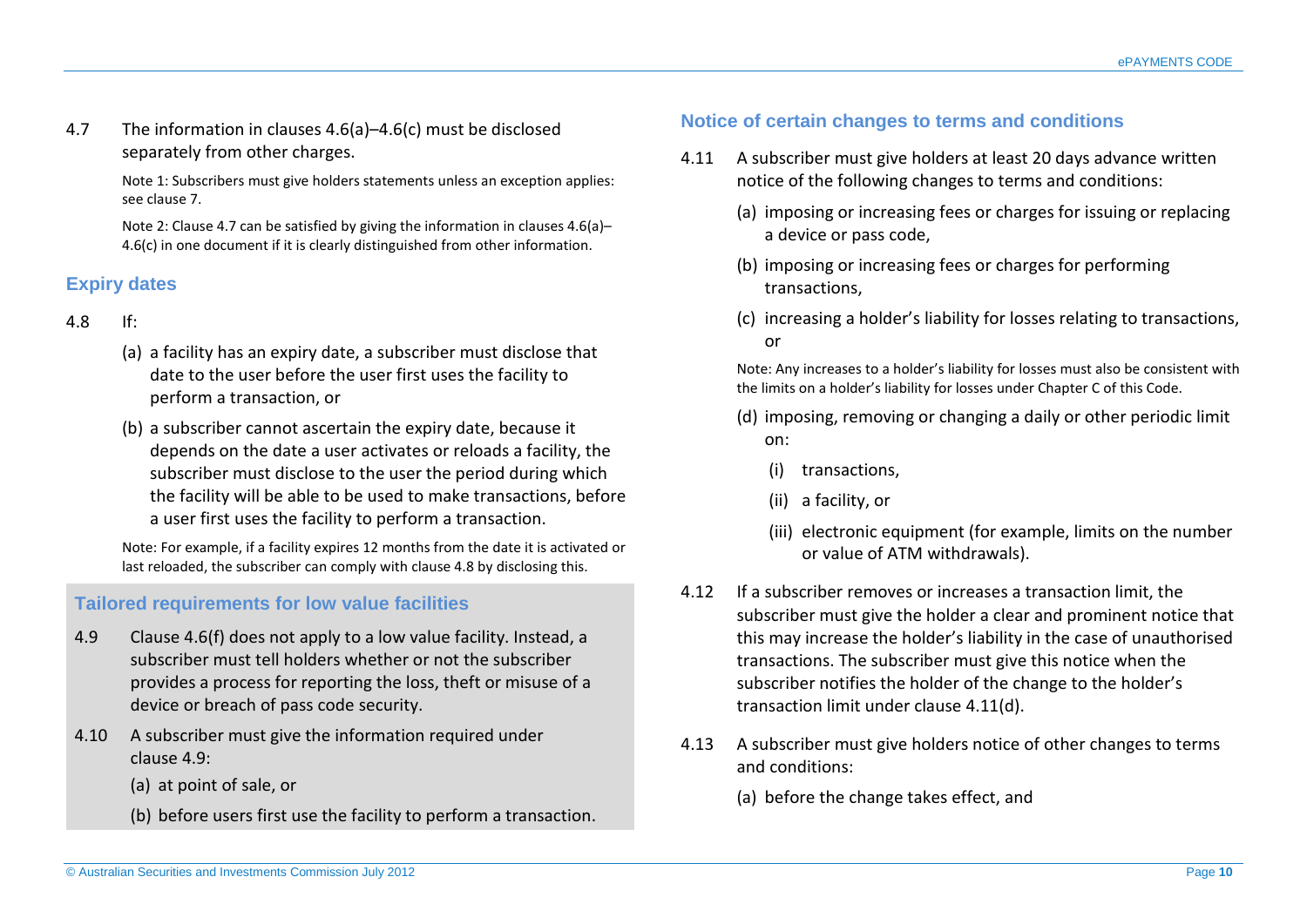4.7 The information in clauses 4.6(a)–4.6(c) must be disclosed separately from other charges.

Note 1: Subscribers must give holders statements unless an exception applies: see clause 7.

Note 2: Clause 4.7 can be satisfied by giving the information in clauses 4.6(a)–4.6(c) in one document if it is clearly distinguished from other information.

### Expiry dates

4.8 If:

(a) a facility has an expiry date, a subscriber must disclose that date to the user before the user first uses the facility to perform a transaction, or

(b) a subscriber cannot ascertain the expiry date, because it depends on the date a user activates or reloads a facility, the subscriber must disclose to the user the period during which the facility will be able to be used to make transactions, before a user first uses the facility to perform a transaction.

Note: For example, if a facility expires 12 months from the date it is activated or last reloaded, the subscriber can comply with clause 4.8 by disclosing this.

### Tailored requirements for low value facilities

4.9 Clause 4.6(f) does not apply to a low value facility. Instead, a subscriber must tell holders whether or not the subscriber provides a process for reporting the loss, theft or misuse of a device or breach of pass code security.

4.10 A subscriber must give the information required under clause 4.9:

(a) at point of sale, or

(b) before users first use the facility to perform a transaction.

### Notice of certain changes to terms and conditions

4.11 A subscriber must give holders at least 20 days advance written notice of the following changes to terms and conditions:

(a) imposing or increasing fees or charges for issuing or replacing a device or pass code,

(b) imposing or increasing fees or charges for performing transactions,

(c) increasing a holder's liability for losses relating to transactions, or

Note: Any increases to a holder's liability for losses must also be consistent with the limits on a holder's liability for losses under Chapter C of this Code.

(d) imposing, removing or changing a daily or other periodic limit on:

(i) transactions,

(ii) a facility, or

(iii) electronic equipment (for example, limits on the number or value of ATM withdrawals).

4.12 If a subscriber removes or increases a transaction limit, the subscriber must give the holder a clear and prominent notice that this may increase the holder's liability in the case of unauthorised transactions. The subscriber must give this notice when the subscriber notifies the holder of the change to the holder's transaction limit under clause 4.11(d).

4.13 A subscriber must give holders notice of other changes to terms and conditions:

(a) before the change takes effect, and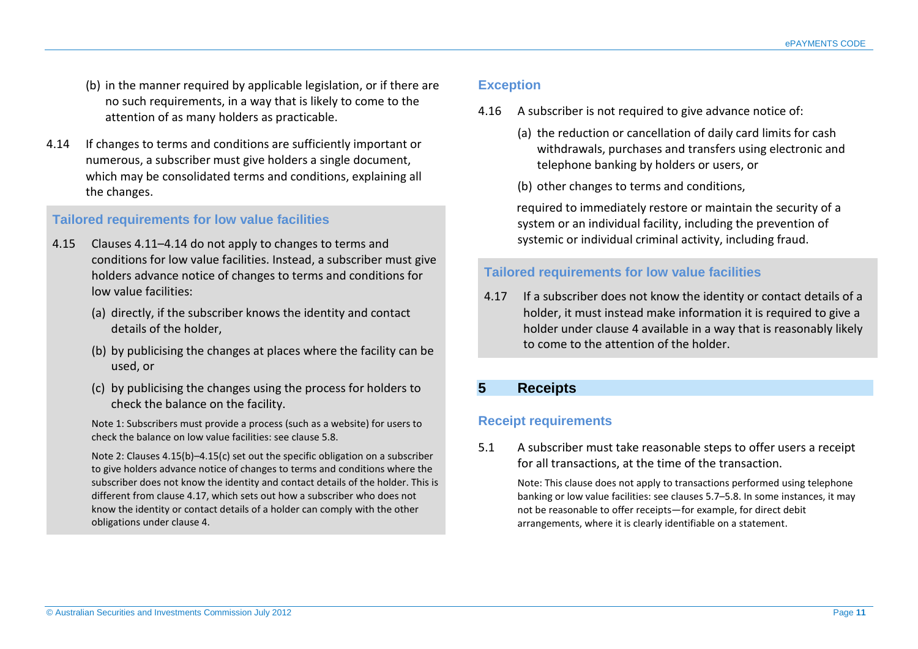(b) in the manner required by applicable legislation, or if there are no such requirements, in a way that is likely to come to the attention of as many holders as practicable.

4.14 If changes to terms and conditions are sufficiently important or numerous, a subscriber must give holders a single document, which may be consolidated terms and conditions, explaining all the changes.

### Tailored requirements for low value facilities

4.15 Clauses 4.11–4.14 do not apply to changes to terms and conditions for low value facilities. Instead, a subscriber must give holders advance notice of changes to terms and conditions for low value facilities:

(a) directly, if the subscriber knows the identity and contact details of the holder,

(b) by publicising the changes at places where the facility can be used, or

(c) by publicising the changes using the process for holders to check the balance on the facility.

Note 1: Subscribers must provide a process (such as a website) for users to check the balance on low value facilities: see clause 5.8.

Note 2: Clauses 4.15(b)–4.15(c) set out the specific obligation on a subscriber to give holders advance notice of changes to terms and conditions where the subscriber does not know the identity and contact details of the holder. This is different from clause 4.17, which sets out how a subscriber who does not know the identity or contact details of a holder can comply with the other obligations under clause 4.

### Exception

4.16 A subscriber is not required to give advance notice of:

(a) the reduction or cancellation of daily card limits for cash withdrawals, purchases and transfers using electronic and telephone banking by holders or users, or

(b) other changes to terms and conditions,

required to immediately restore or maintain the security of a system or an individual facility, including the prevention of systemic or individual criminal activity, including fraud.

### Tailored requirements for low value facilities

4.17 If a subscriber does not know the identity or contact details of a holder, it must instead make information it is required to give a holder under clause 4 available in a way that is reasonably likely to come to the attention of the holder.

## 5 Receipts

### Receipt requirements

5.1 A subscriber must take reasonable steps to offer users a receipt for all transactions, at the time of the transaction.

Note: This clause does not apply to transactions performed using telephone banking or low value facilities: see clauses 5.7–5.8. In some instances, it may not be reasonable to offer receipts—for example, for direct debit arrangements, where it is clearly identifiable on a statement.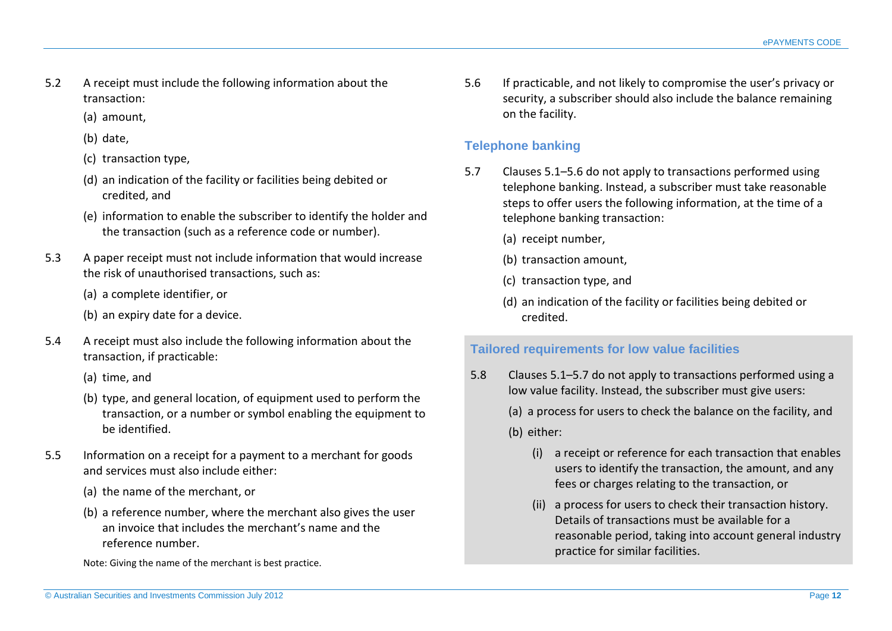5.2 A receipt must include the following information about the transaction:

(a) amount,

(b) date,

(c) transaction type,

(d) an indication of the facility or facilities being debited or credited, and

(e) information to enable the subscriber to identify the holder and the transaction (such as a reference code or number).

5.3 A paper receipt must not include information that would increase the risk of unauthorised transactions, such as:

(a) a complete identifier, or

(b) an expiry date for a device.

5.4 A receipt must also include the following information about the transaction, if practicable:

(a) time, and

(b) type, and general location, of equipment used to perform the transaction, or a number or symbol enabling the equipment to be identified.

5.5 Information on a receipt for a payment to a merchant for goods and services must also include either:

(a) the name of the merchant, or

(b) a reference number, where the merchant also gives the user an invoice that includes the merchant's name and the reference number.

Note: Giving the name of the merchant is best practice.

5.6 If practicable, and not likely to compromise the user's privacy or security, a subscriber should also include the balance remaining on the facility.

### Telephone banking

5.7 Clauses 5.1–5.6 do not apply to transactions performed using telephone banking. Instead, a subscriber must take reasonable steps to offer users the following information, at the time of a telephone banking transaction:

(a) receipt number,

(b) transaction amount,

(c) transaction type, and

(d) an indication of the facility or facilities being debited or credited.

### Tailored requirements for low value facilities

5.8 Clauses 5.1–5.7 do not apply to transactions performed using a low value facility. Instead, the subscriber must give users:

(a) a process for users to check the balance on the facility, and

(b) either:

(i) a receipt or reference for each transaction that enables users to identify the transaction, the amount, and any fees or charges relating to the transaction, or

(ii) a process for users to check their transaction history. Details of transactions must be available for a reasonable period, taking into account general industry practice for similar facilities.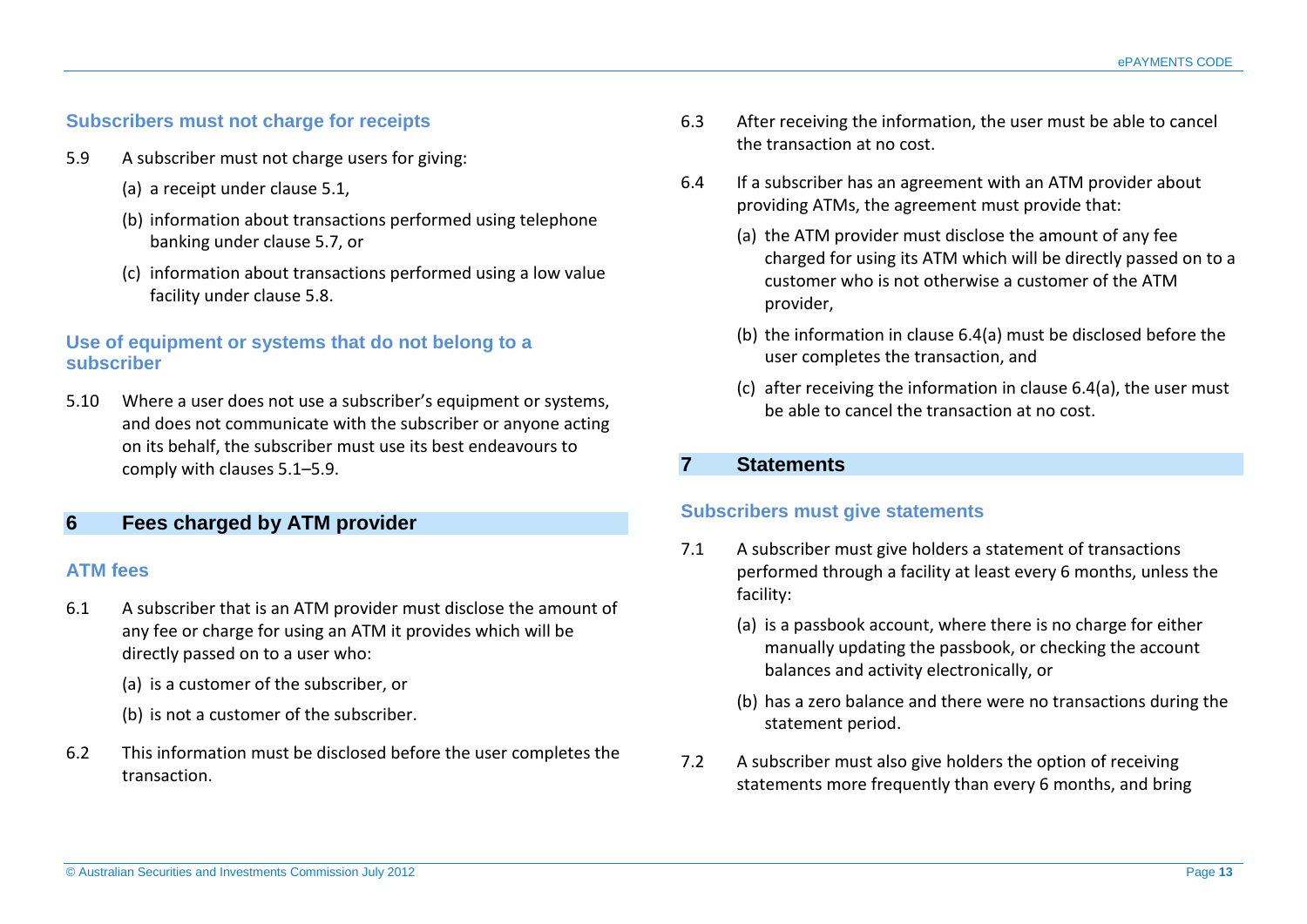### Subscribers must not charge for receipts

5.9 A subscriber must not charge users for giving:

(a) a receipt under clause 5.1,

(b) information about transactions performed using telephone banking under clause 5.7, or

(c) information about transactions performed using a low value facility under clause 5.8.

### Use of equipment or systems that do not belong to a subscriber

5.10 Where a user does not use a subscriber's equipment or systems, and does not communicate with the subscriber or anyone acting on its behalf, the subscriber must use its best endeavours to comply with clauses 5.1–5.9.

## 6 Fees charged by ATM provider

### ATM fees

6.1 A subscriber that is an ATM provider must disclose the amount of any fee or charge for using an ATM it provides which will be directly passed on to a user who:

(a) is a customer of the subscriber, or

(b) is not a customer of the subscriber.

6.2 This information must be disclosed before the user completes the transaction.

6.3 After receiving the information, the user must be able to cancel the transaction at no cost.

6.4 If a subscriber has an agreement with an ATM provider about providing ATMs, the agreement must provide that:

(a) the ATM provider must disclose the amount of any fee charged for using its ATM which will be directly passed on to a customer who is not otherwise a customer of the ATM provider,

(b) the information in clause 6.4(a) must be disclosed before the user completes the transaction, and

(c) after receiving the information in clause 6.4(a), the user must be able to cancel the transaction at no cost.

## 7 Statements

### Subscribers must give statements

7.1 A subscriber must give holders a statement of transactions performed through a facility at least every 6 months, unless the facility:

(a) is a passbook account, where there is no charge for either manually updating the passbook, or checking the account balances and activity electronically, or

(b) has a zero balance and there were no transactions during the statement period.

7.2 A subscriber must also give holders the option of receiving statements more frequently than every 6 months, and bring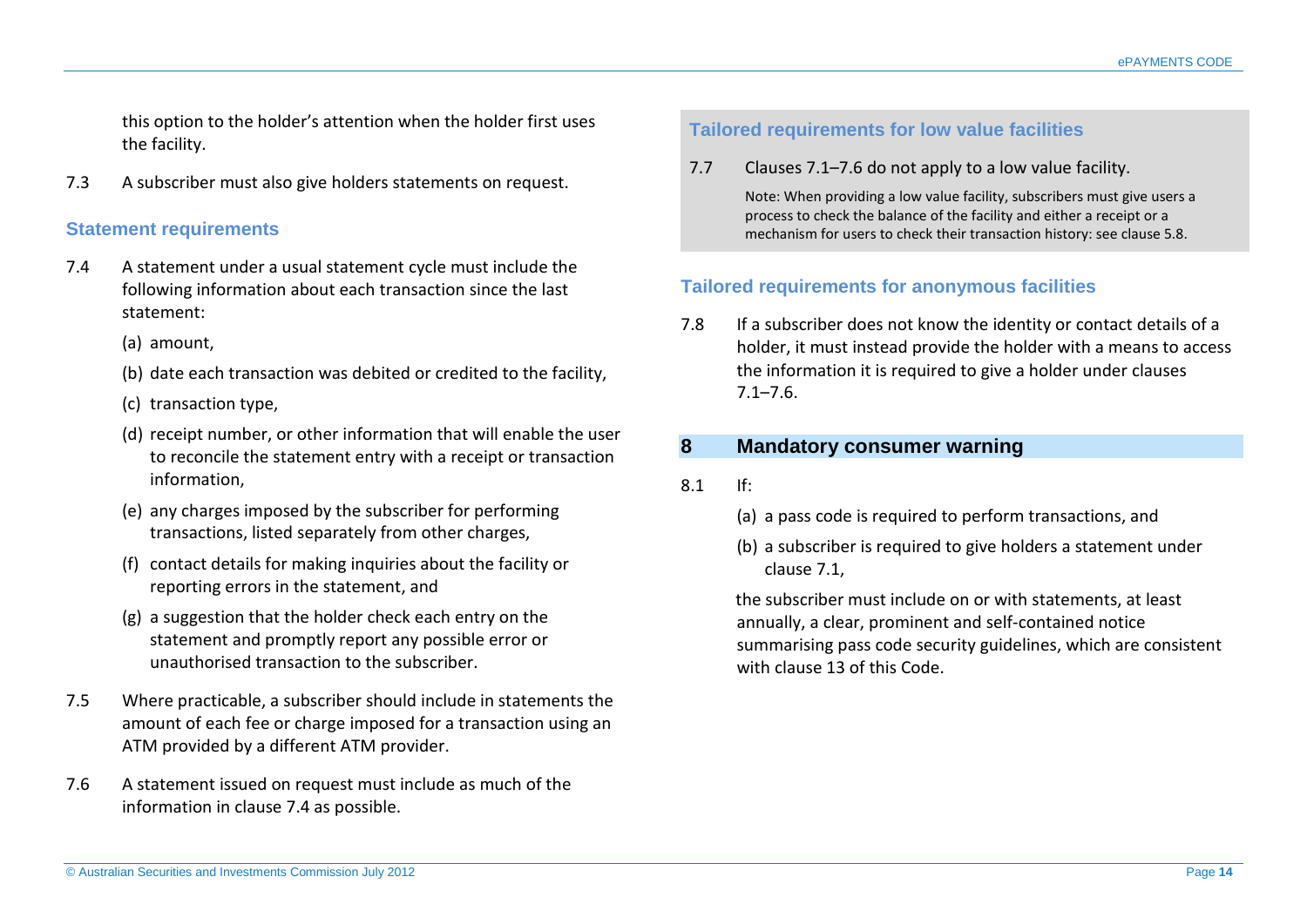this option to the holder's attention when the holder first uses the facility.

7.3 A subscriber must also give holders statements on request.

### Statement requirements

7.4 A statement under a usual statement cycle must include the following information about each transaction since the last statement:

(a) amount,

(b) date each transaction was debited or credited to the facility,

(c) transaction type,

(d) receipt number, or other information that will enable the user to reconcile the statement entry with a receipt or transaction information,

(e) any charges imposed by the subscriber for performing transactions, listed separately from other charges,

(f) contact details for making inquiries about the facility or reporting errors in the statement, and

(g) a suggestion that the holder check each entry on the statement and promptly report any possible error or unauthorised transaction to the subscriber.

7.5 Where practicable, a subscriber should include in statements the amount of each fee or charge imposed for a transaction using an ATM provided by a different ATM provider.

7.6 A statement issued on request must include as much of the information in clause 7.4 as possible.

### Tailored requirements for low value facilities

7.7 Clauses 7.1–7.6 do not apply to a low value facility.

Note: When providing a low value facility, subscribers must give users a process to check the balance of the facility and either a receipt or a mechanism for users to check their transaction history: see clause 5.8.

### Tailored requirements for anonymous facilities

7.8 If a subscriber does not know the identity or contact details of a holder, it must instead provide the holder with a means to access the information it is required to give a holder under clauses 7.1–7.6.

## 8 Mandatory consumer warning

8.1 If:

(a) a pass code is required to perform transactions, and

(b) a subscriber is required to give holders a statement under clause 7.1,

the subscriber must include on or with statements, at least annually, a clear, prominent and self-contained notice summarising pass code security guidelines, which are consistent with clause 13 of this Code.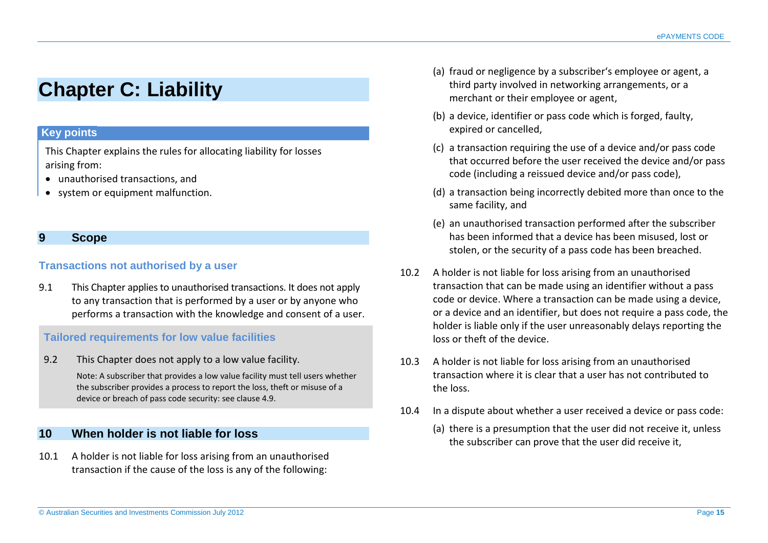# Chapter C: Liability

**Key points**

This Chapter explains the rules for allocating liability for losses arising from:

- unauthorised transactions, and
- system or equipment malfunction.

## 9 Scope

### Transactions not authorised by a user

9.1 This Chapter applies to unauthorised transactions. It does not apply to any transaction that is performed by a user or by anyone who performs a transaction with the knowledge and consent of a user.

### Tailored requirements for low value facilities

9.2 This Chapter does not apply to a low value facility.

Note: A subscriber that provides a low value facility must tell users whether the subscriber provides a process to report the loss, theft or misuse of a device or breach of pass code security: see clause 4.9.

## 10 When holder is not liable for loss

10.1 A holder is not liable for loss arising from an unauthorised transaction if the cause of the loss is any of the following:

(a) fraud or negligence by a subscriber's employee or agent, a third party involved in networking arrangements, or a merchant or their employee or agent,

(b) a device, identifier or pass code which is forged, faulty, expired or cancelled,

(c) a transaction requiring the use of a device and/or pass code that occurred before the user received the device and/or pass code (including a reissued device and/or pass code),

(d) a transaction being incorrectly debited more than once to the same facility, and

(e) an unauthorised transaction performed after the subscriber has been informed that a device has been misused, lost or stolen, or the security of a pass code has been breached.

10.2 A holder is not liable for loss arising from an unauthorised transaction that can be made using an identifier without a pass code or device. Where a transaction can be made using a device, or a device and an identifier, but does not require a pass code, the holder is liable only if the user unreasonably delays reporting the loss or theft of the device.

10.3 A holder is not liable for loss arising from an unauthorised transaction where it is clear that a user has not contributed to the loss.

10.4 In a dispute about whether a user received a device or pass code:

(a) there is a presumption that the user did not receive it, unless the subscriber can prove that the user did receive it,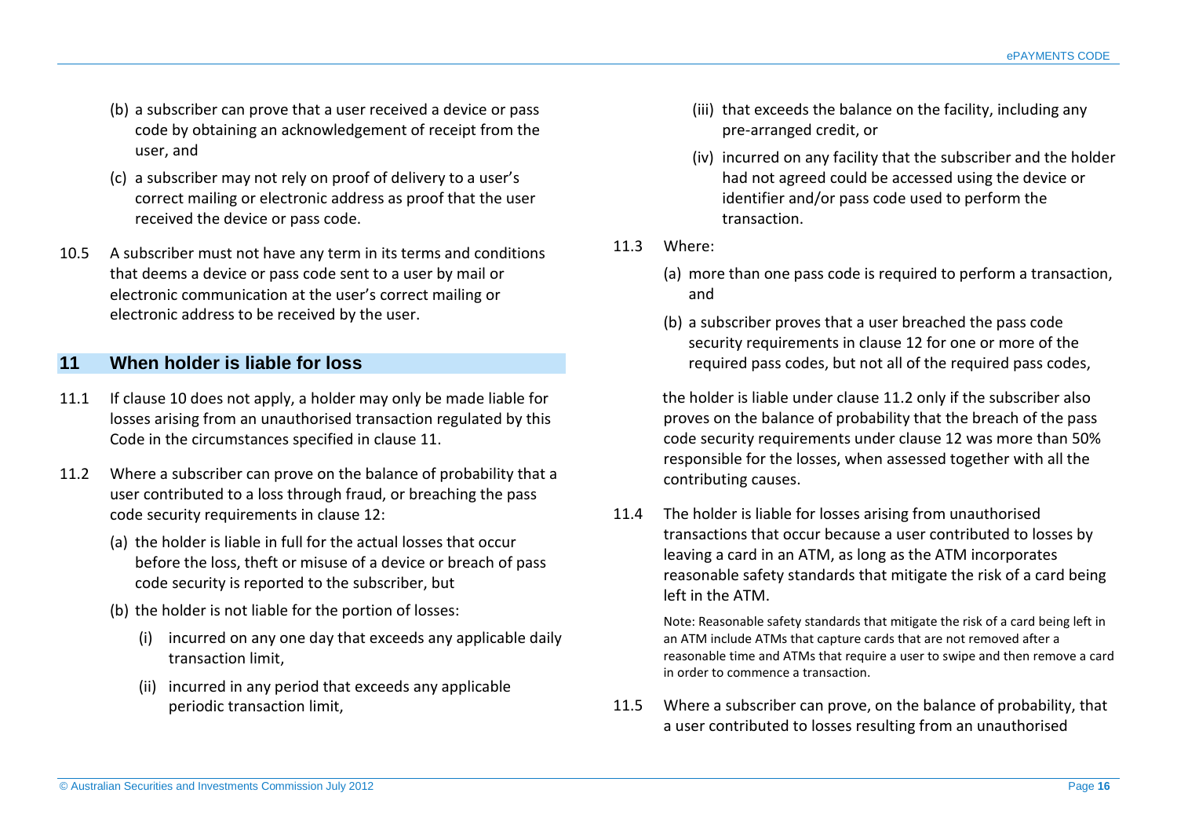(b) a subscriber can prove that a user received a device or pass code by obtaining an acknowledgement of receipt from the user, and

(c) a subscriber may not rely on proof of delivery to a user's correct mailing or electronic address as proof that the user received the device or pass code.

10.5 A subscriber must not have any term in its terms and conditions that deems a device or pass code sent to a user by mail or electronic communication at the user's correct mailing or electronic address to be received by the user.

## 11 When holder is liable for loss

11.1 If clause 10 does not apply, a holder may only be made liable for losses arising from an unauthorised transaction regulated by this Code in the circumstances specified in clause 11.

11.2 Where a subscriber can prove on the balance of probability that a user contributed to a loss through fraud, or breaching the pass code security requirements in clause 12:

(a) the holder is liable in full for the actual losses that occur before the loss, theft or misuse of a device or breach of pass code security is reported to the subscriber, but

(b) the holder is not liable for the portion of losses:

(i) incurred on any one day that exceeds any applicable daily transaction limit,

(ii) incurred in any period that exceeds any applicable periodic transaction limit,

(iii) that exceeds the balance on the facility, including any pre-arranged credit, or

(iv) incurred on any facility that the subscriber and the holder had not agreed could be accessed using the device or identifier and/or pass code used to perform the transaction.

11.3 Where:

(a) more than one pass code is required to perform a transaction, and

(b) a subscriber proves that a user breached the pass code security requirements in clause 12 for one or more of the required pass codes, but not all of the required pass codes,

the holder is liable under clause 11.2 only if the subscriber also proves on the balance of probability that the breach of the pass code security requirements under clause 12 was more than 50% responsible for the losses, when assessed together with all the contributing causes.

11.4 The holder is liable for losses arising from unauthorised transactions that occur because a user contributed to losses by leaving a card in an ATM, as long as the ATM incorporates reasonable safety standards that mitigate the risk of a card being left in the ATM.

Note: Reasonable safety standards that mitigate the risk of a card being left in an ATM include ATMs that capture cards that are not removed after a reasonable time and ATMs that require a user to swipe and then remove a card in order to commence a transaction.

11.5 Where a subscriber can prove, on the balance of probability, that a user contributed to losses resulting from an unauthorised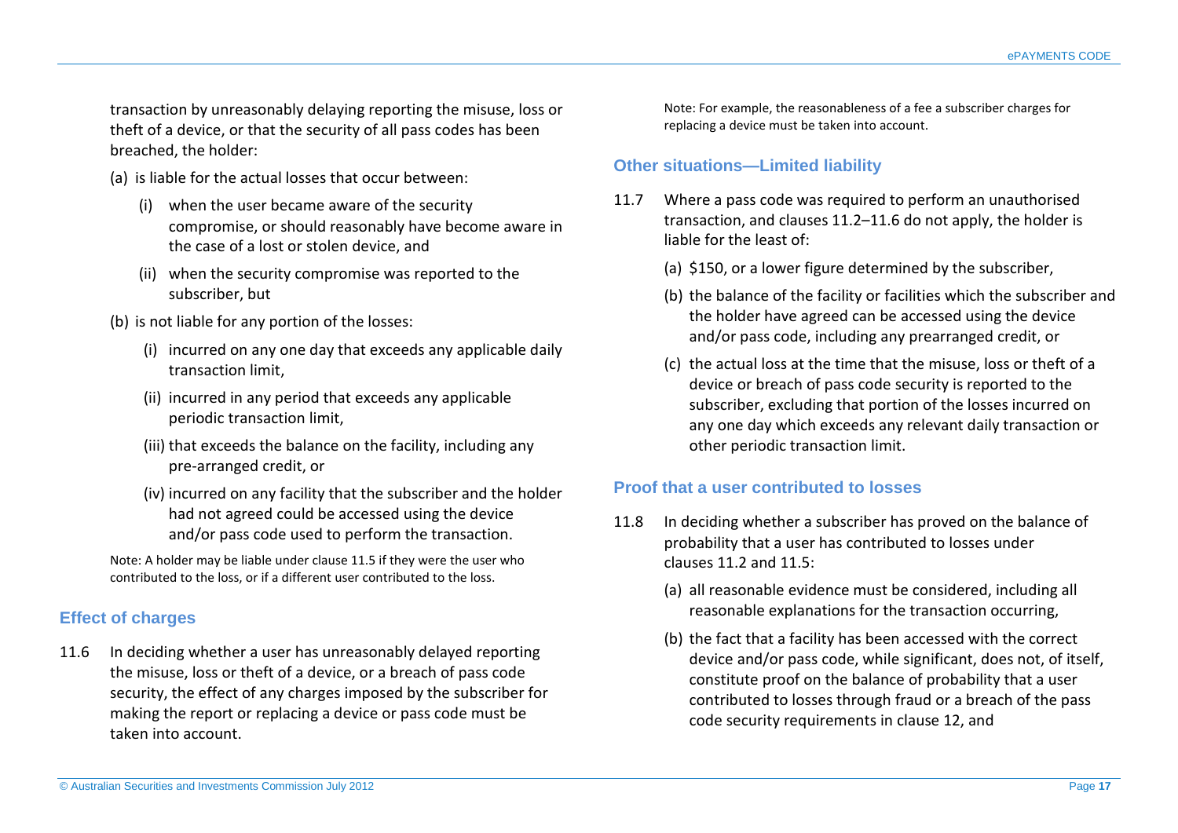transaction by unreasonably delaying reporting the misuse, loss or theft of a device, or that the security of all pass codes has been breached, the holder:

(a) is liable for the actual losses that occur between:

   (i) when the user became aware of the security compromise, or should reasonably have become aware in the case of a lost or stolen device, and

   (ii) when the security compromise was reported to the subscriber, but

(b) is not liable for any portion of the losses:

   (i) incurred on any one day that exceeds any applicable daily transaction limit,

   (ii) incurred in any period that exceeds any applicable periodic transaction limit,

   (iii) that exceeds the balance on the facility, including any pre-arranged credit, or

   (iv) incurred on any facility that the subscriber and the holder had not agreed could be accessed using the device and/or pass code used to perform the transaction.

Note: A holder may be liable under clause 11.5 if they were the user who contributed to the loss, or if a different user contributed to the loss.

### Effect of charges

11.6 In deciding whether a user has unreasonably delayed reporting the misuse, loss or theft of a device, or a breach of pass code security, the effect of any charges imposed by the subscriber for making the report or replacing a device or pass code must be taken into account.

Note: For example, the reasonableness of a fee a subscriber charges for replacing a device must be taken into account.

### Other situations—Limited liability

11.7 Where a pass code was required to perform an unauthorised transaction, and clauses 11.2–11.6 do not apply, the holder is liable for the least of:

(a) $150, or a lower figure determined by the subscriber,

(b) the balance of the facility or facilities which the subscriber and the holder have agreed can be accessed using the device and/or pass code, including any prearranged credit, or

(c) the actual loss at the time that the misuse, loss or theft of a device or breach of pass code security is reported to the subscriber, excluding that portion of the losses incurred on any one day which exceeds any relevant daily transaction or other periodic transaction limit.

### Proof that a user contributed to losses

11.8 In deciding whether a subscriber has proved on the balance of probability that a user has contributed to losses under clauses 11.2 and 11.5:

(a) all reasonable evidence must be considered, including all reasonable explanations for the transaction occurring,

(b) the fact that a facility has been accessed with the correct device and/or pass code, while significant, does not, of itself, constitute proof on the balance of probability that a user contributed to losses through fraud or a breach of the pass code security requirements in clause 12, and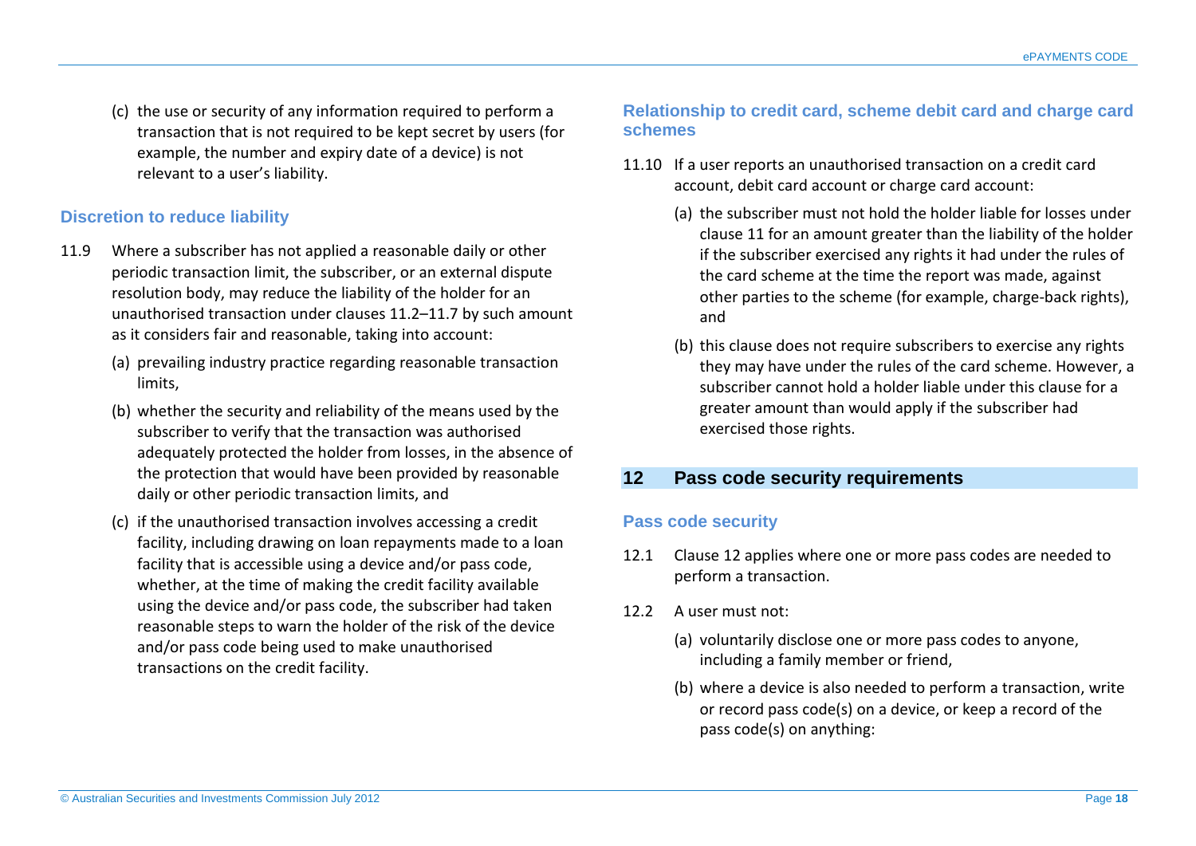(c) the use or security of any information required to perform a transaction that is not required to be kept secret by users (for example, the number and expiry date of a device) is not relevant to a user's liability.

### Discretion to reduce liability

11.9 Where a subscriber has not applied a reasonable daily or other periodic transaction limit, the subscriber, or an external dispute resolution body, may reduce the liability of the holder for an unauthorised transaction under clauses 11.2–11.7 by such amount as it considers fair and reasonable, taking into account:

(a) prevailing industry practice regarding reasonable transaction limits,

(b) whether the security and reliability of the means used by the subscriber to verify that the transaction was authorised adequately protected the holder from losses, in the absence of the protection that would have been provided by reasonable daily or other periodic transaction limits, and

(c) if the unauthorised transaction involves accessing a credit facility, including drawing on loan repayments made to a loan facility that is accessible using a device and/or pass code, whether, at the time of making the credit facility available using the device and/or pass code, the subscriber had taken reasonable steps to warn the holder of the risk of the device and/or pass code being used to make unauthorised transactions on the credit facility.

### Relationship to credit card, scheme debit card and charge card schemes

11.10 If a user reports an unauthorised transaction on a credit card account, debit card account or charge card account:

(a) the subscriber must not hold the holder liable for losses under clause 11 for an amount greater than the liability of the holder if the subscriber exercised any rights it had under the rules of the card scheme at the time the report was made, against other parties to the scheme (for example, charge-back rights), and

(b) this clause does not require subscribers to exercise any rights they may have under the rules of the card scheme. However, a subscriber cannot hold a holder liable under this clause for a greater amount than would apply if the subscriber had exercised those rights.

## 12 Pass code security requirements

### Pass code security

12.1 Clause 12 applies where one or more pass codes are needed to perform a transaction.

12.2 A user must not:

(a) voluntarily disclose one or more pass codes to anyone, including a family member or friend,

(b) where a device is also needed to perform a transaction, write or record pass code(s) on a device, or keep a record of the pass code(s) on anything: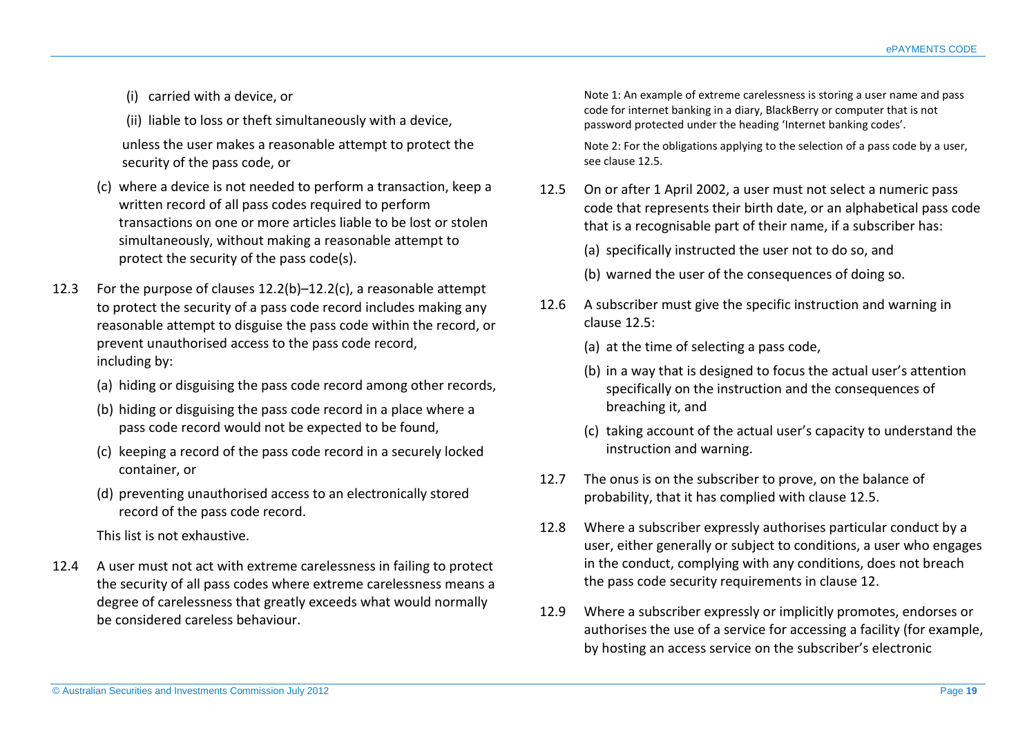(i) carried with a device, or

(ii) liable to loss or theft simultaneously with a device,

unless the user makes a reasonable attempt to protect the security of the pass code, or

(c) where a device is not needed to perform a transaction, keep a written record of all pass codes required to perform transactions on one or more articles liable to be lost or stolen simultaneously, without making a reasonable attempt to protect the security of the pass code(s).

12.3 For the purpose of clauses 12.2(b)–12.2(c), a reasonable attempt to protect the security of a pass code record includes making any reasonable attempt to disguise the pass code within the record, or prevent unauthorised access to the pass code record, including by:

(a) hiding or disguising the pass code record among other records,

(b) hiding or disguising the pass code record in a place where a pass code record would not be expected to be found,

(c) keeping a record of the pass code record in a securely locked container, or

(d) preventing unauthorised access to an electronically stored record of the pass code record.

This list is not exhaustive.

12.4 A user must not act with extreme carelessness in failing to protect the security of all pass codes where extreme carelessness means a degree of carelessness that greatly exceeds what would normally be considered careless behaviour.

Note 1: An example of extreme carelessness is storing a user name and pass code for internet banking in a diary, BlackBerry or computer that is not password protected under the heading 'Internet banking codes'.

Note 2: For the obligations applying to the selection of a pass code by a user, see clause 12.5.

12.5 On or after 1 April 2002, a user must not select a numeric pass code that represents their birth date, or an alphabetical pass code that is a recognisable part of their name, if a subscriber has:

(a) specifically instructed the user not to do so, and

(b) warned the user of the consequences of doing so.

12.6 A subscriber must give the specific instruction and warning in clause 12.5:

(a) at the time of selecting a pass code,

(b) in a way that is designed to focus the actual user's attention specifically on the instruction and the consequences of breaching it, and

(c) taking account of the actual user's capacity to understand the instruction and warning.

12.7 The onus is on the subscriber to prove, on the balance of probability, that it has complied with clause 12.5.

12.8 Where a subscriber expressly authorises particular conduct by a user, either generally or subject to conditions, a user who engages in the conduct, complying with any conditions, does not breach the pass code security requirements in clause 12.

12.9 Where a subscriber expressly or implicitly promotes, endorses or authorises the use of a service for accessing a facility (for example, by hosting an access service on the subscriber's electronic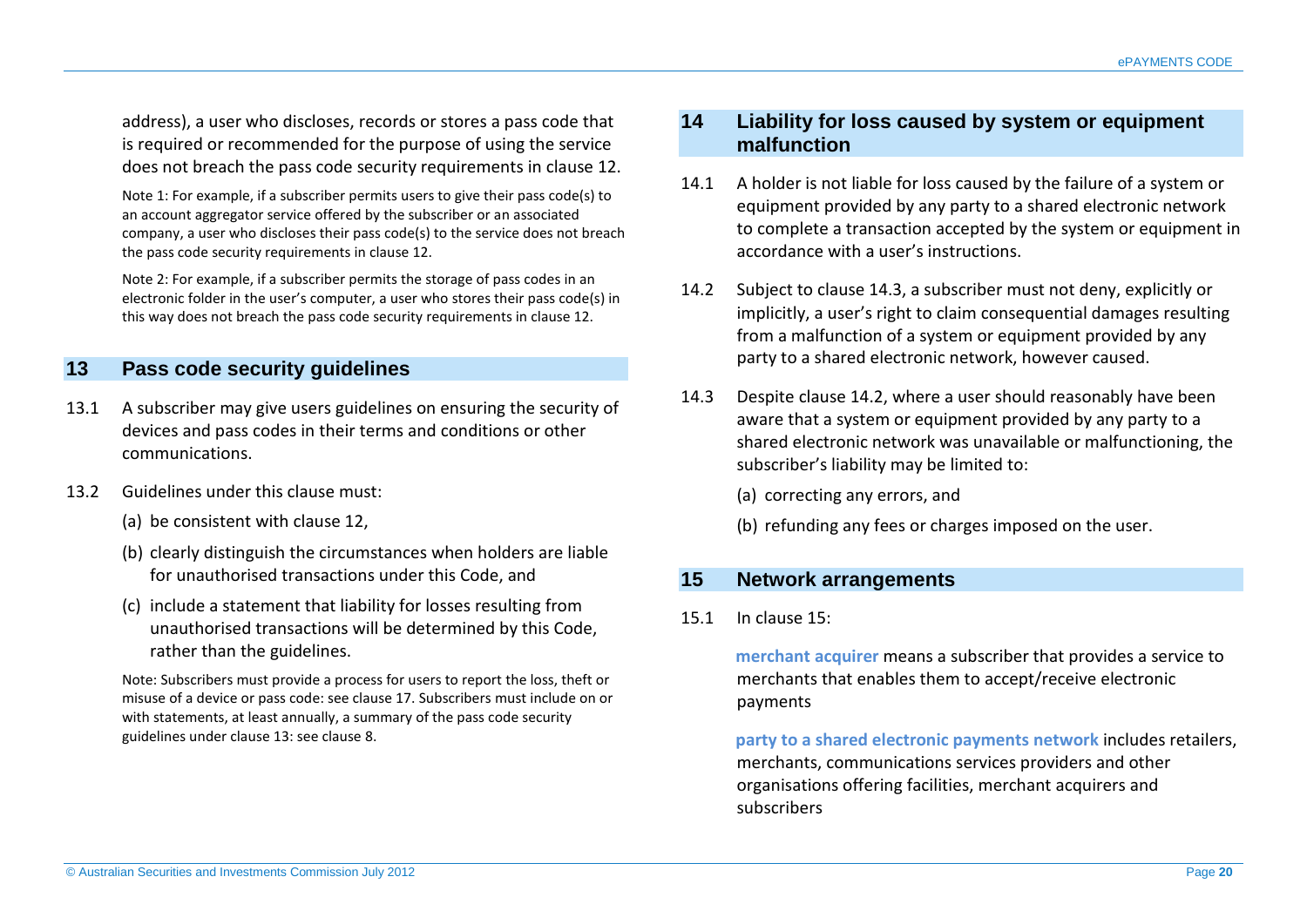address), a user who discloses, records or stores a pass code that is required or recommended for the purpose of using the service does not breach the pass code security requirements in clause 12.

Note 1: For example, if a subscriber permits users to give their pass code(s) to an account aggregator service offered by the subscriber or an associated company, a user who discloses their pass code(s) to the service does not breach the pass code security requirements in clause 12.

Note 2: For example, if a subscriber permits the storage of pass codes in an electronic folder in the user's computer, a user who stores their pass code(s) in this way does not breach the pass code security requirements in clause 12.

## 13 Pass code security guidelines

13.1 A subscriber may give users guidelines on ensuring the security of devices and pass codes in their terms and conditions or other communications.

13.2 Guidelines under this clause must:

(a) be consistent with clause 12,

(b) clearly distinguish the circumstances when holders are liable for unauthorised transactions under this Code, and

(c) include a statement that liability for losses resulting from unauthorised transactions will be determined by this Code, rather than the guidelines.

Note: Subscribers must provide a process for users to report the loss, theft or misuse of a device or pass code: see clause 17. Subscribers must include on or with statements, at least annually, a summary of the pass code security guidelines under clause 13: see clause 8.

## 14 Liability for loss caused by system or equipment malfunction

14.1 A holder is not liable for loss caused by the failure of a system or equipment provided by any party to a shared electronic network to complete a transaction accepted by the system or equipment in accordance with a user's instructions.

14.2 Subject to clause 14.3, a subscriber must not deny, explicitly or implicitly, a user's right to claim consequential damages resulting from a malfunction of a system or equipment provided by any party to a shared electronic network, however caused.

14.3 Despite clause 14.2, where a user should reasonably have been aware that a system or equipment provided by any party to a shared electronic network was unavailable or malfunctioning, the subscriber's liability may be limited to:

(a) correcting any errors, and

(b) refunding any fees or charges imposed on the user.

## 15 Network arrangements

15.1 In clause 15:

**merchant acquirer** means a subscriber that provides a service to merchants that enables them to accept/receive electronic payments

**party to a shared electronic payments network** includes retailers, merchants, communications services providers and other organisations offering facilities, merchant acquirers and subscribers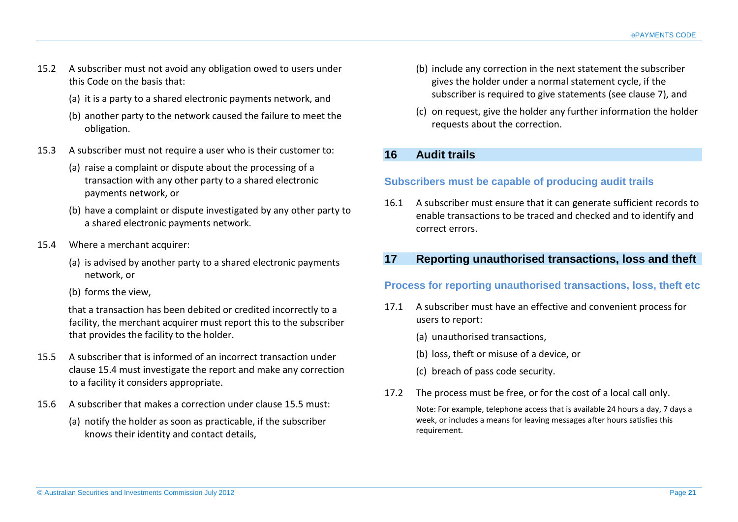15.2 A subscriber must not avoid any obligation owed to users under this Code on the basis that:

(a) it is a party to a shared electronic payments network, and

(b) another party to the network caused the failure to meet the obligation.

15.3 A subscriber must not require a user who is their customer to:

(a) raise a complaint or dispute about the processing of a transaction with any other party to a shared electronic payments network, or

(b) have a complaint or dispute investigated by any other party to a shared electronic payments network.

15.4 Where a merchant acquirer:

(a) is advised by another party to a shared electronic payments network, or

(b) forms the view,

that a transaction has been debited or credited incorrectly to a facility, the merchant acquirer must report this to the subscriber that provides the facility to the holder.

15.5 A subscriber that is informed of an incorrect transaction under clause 15.4 must investigate the report and make any correction to a facility it considers appropriate.

15.6 A subscriber that makes a correction under clause 15.5 must:

(a) notify the holder as soon as practicable, if the subscriber knows their identity and contact details,

(b) include any correction in the next statement the subscriber gives the holder under a normal statement cycle, if the subscriber is required to give statements (see clause 7), and

(c) on request, give the holder any further information the holder requests about the correction.

## 16 Audit trails

### Subscribers must be capable of producing audit trails

16.1 A subscriber must ensure that it can generate sufficient records to enable transactions to be traced and checked and to identify and correct errors.

## 17 Reporting unauthorised transactions, loss and theft

### Process for reporting unauthorised transactions, loss, theft etc

17.1 A subscriber must have an effective and convenient process for users to report:

(a) unauthorised transactions,

(b) loss, theft or misuse of a device, or

(c) breach of pass code security.

17.2 The process must be free, or for the cost of a local call only.

Note: For example, telephone access that is available 24 hours a day, 7 days a week, or includes a means for leaving messages after hours satisfies this requirement.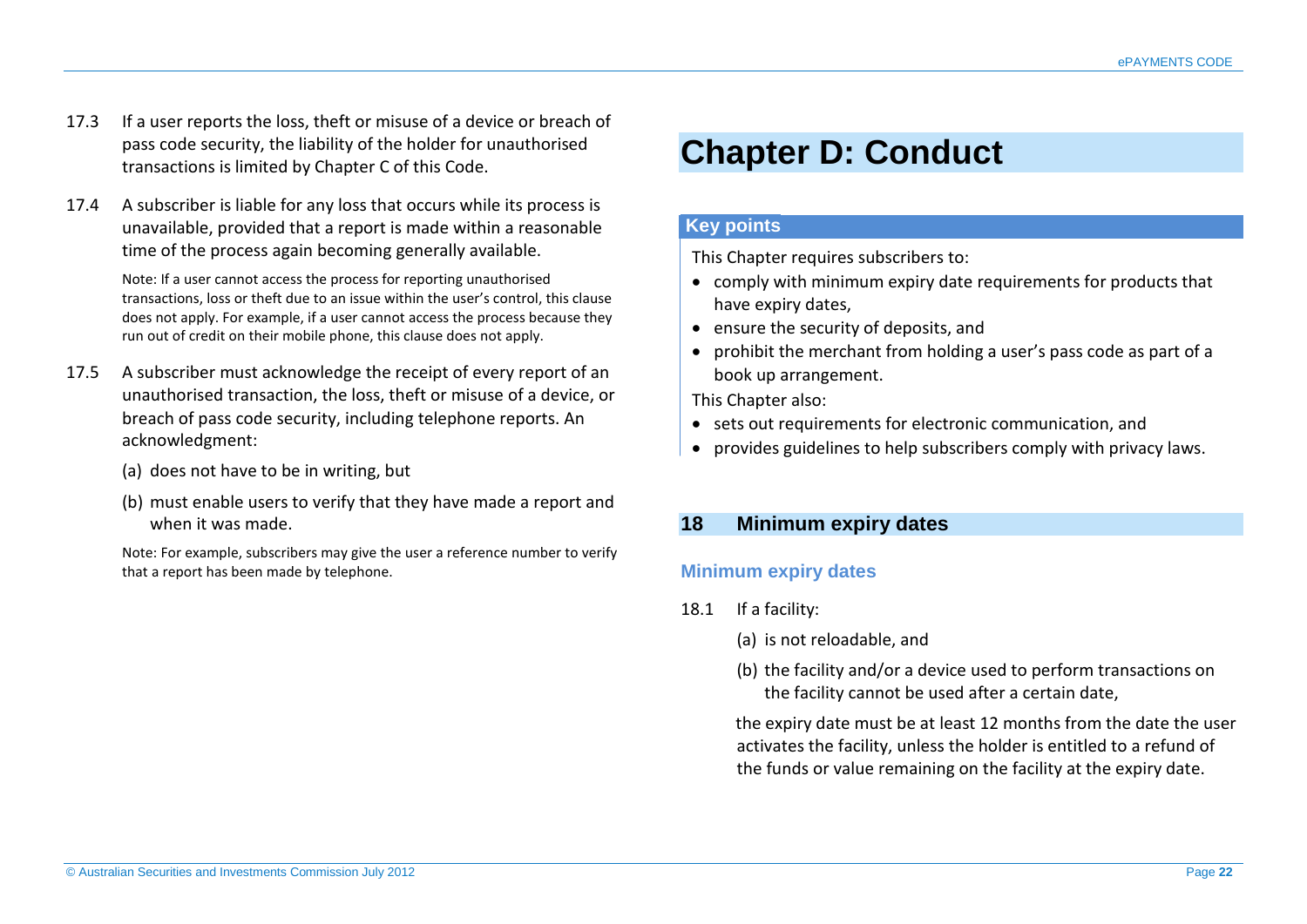17.3 If a user reports the loss, theft or misuse of a device or breach of pass code security, the liability of the holder for unauthorised transactions is limited by Chapter C of this Code.

17.4 A subscriber is liable for any loss that occurs while its process is unavailable, provided that a report is made within a reasonable time of the process again becoming generally available.

Note: If a user cannot access the process for reporting unauthorised transactions, loss or theft due to an issue within the user's control, this clause does not apply. For example, if a user cannot access the process because they run out of credit on their mobile phone, this clause does not apply.

17.5 A subscriber must acknowledge the receipt of every report of an unauthorised transaction, the loss, theft or misuse of a device, or breach of pass code security, including telephone reports. An acknowledgment:

(a) does not have to be in writing, but

(b) must enable users to verify that they have made a report and when it was made.

Note: For example, subscribers may give the user a reference number to verify that a report has been made by telephone.

# Chapter D: Conduct

**Key points**

This Chapter requires subscribers to:

- comply with minimum expiry date requirements for products that have expiry dates,
- ensure the security of deposits, and
- prohibit the merchant from holding a user's pass code as part of a book up arrangement.

This Chapter also:

- sets out requirements for electronic communication, and
- provides guidelines to help subscribers comply with privacy laws.

## 18 Minimum expiry dates

### Minimum expiry dates

18.1 If a facility:

(a) is not reloadable, and

(b) the facility and/or a device used to perform transactions on the facility cannot be used after a certain date,

the expiry date must be at least 12 months from the date the user activates the facility, unless the holder is entitled to a refund of the funds or value remaining on the facility at the expiry date.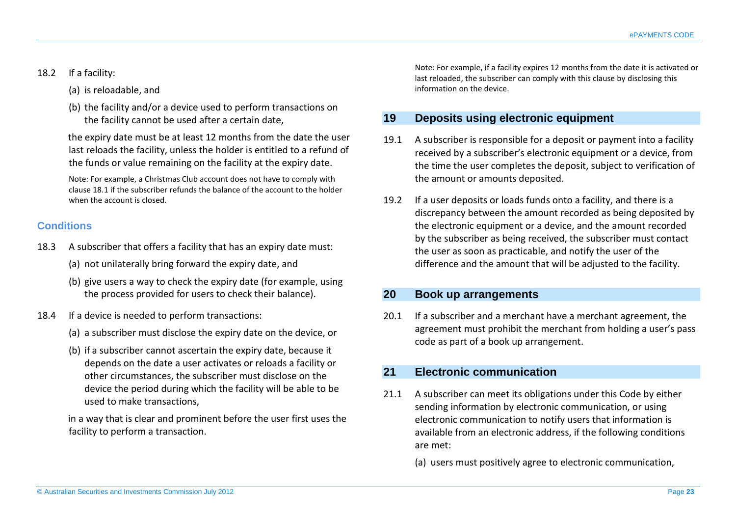18.2 If a facility:

(a) is reloadable, and

(b) the facility and/or a device used to perform transactions on the facility cannot be used after a certain date,

the expiry date must be at least 12 months from the date the user last reloads the facility, unless the holder is entitled to a refund of the funds or value remaining on the facility at the expiry date.

Note: For example, a Christmas Club account does not have to comply with clause 18.1 if the subscriber refunds the balance of the account to the holder when the account is closed.

### Conditions

18.3 A subscriber that offers a facility that has an expiry date must:

(a) not unilaterally bring forward the expiry date, and

(b) give users a way to check the expiry date (for example, using the process provided for users to check their balance).

18.4 If a device is needed to perform transactions:

(a) a subscriber must disclose the expiry date on the device, or

(b) if a subscriber cannot ascertain the expiry date, because it depends on the date a user activates or reloads a facility or other circumstances, the subscriber must disclose on the device the period during which the facility will be able to be used to make transactions,

in a way that is clear and prominent before the user first uses the facility to perform a transaction.

Note: For example, if a facility expires 12 months from the date it is activated or last reloaded, the subscriber can comply with this clause by disclosing this information on the device.

## 19 Deposits using electronic equipment

19.1 A subscriber is responsible for a deposit or payment into a facility received by a subscriber's electronic equipment or a device, from the time the user completes the deposit, subject to verification of the amount or amounts deposited.

19.2 If a user deposits or loads funds onto a facility, and there is a discrepancy between the amount recorded as being deposited by the electronic equipment or a device, and the amount recorded by the subscriber as being received, the subscriber must contact the user as soon as practicable, and notify the user of the difference and the amount that will be adjusted to the facility.

## 20 Book up arrangements

20.1 If a subscriber and a merchant have a merchant agreement, the agreement must prohibit the merchant from holding a user's pass code as part of a book up arrangement.

## 21 Electronic communication

21.1 A subscriber can meet its obligations under this Code by either sending information by electronic communication, or using electronic communication to notify users that information is available from an electronic address, if the following conditions are met:

(a) users must positively agree to electronic communication,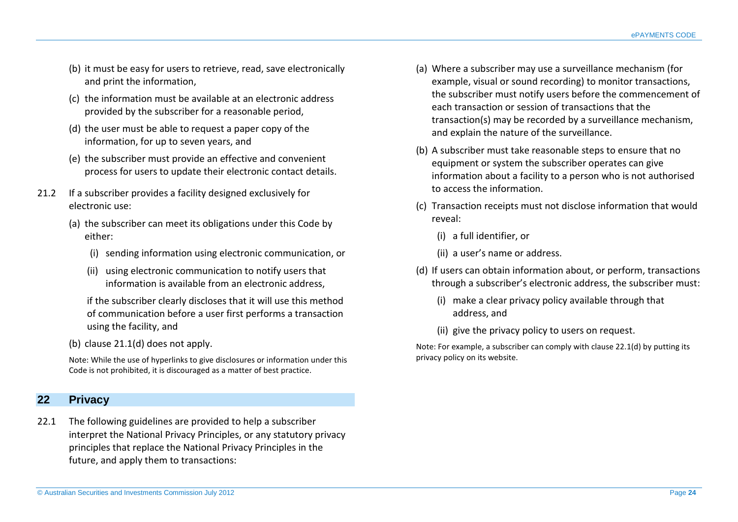(b) it must be easy for users to retrieve, read, save electronically and print the information,

(c) the information must be available at an electronic address provided by the subscriber for a reasonable period,

(d) the user must be able to request a paper copy of the information, for up to seven years, and

(e) the subscriber must provide an effective and convenient process for users to update their electronic contact details.

21.2 If a subscriber provides a facility designed exclusively for electronic use:

(a) the subscriber can meet its obligations under this Code by either:

(i) sending information using electronic communication, or

(ii) using electronic communication to notify users that information is available from an electronic address,

if the subscriber clearly discloses that it will use this method of communication before a user first performs a transaction using the facility, and

(b) clause 21.1(d) does not apply.

Note: While the use of hyperlinks to give disclosures or information under this Code is not prohibited, it is discouraged as a matter of best practice.

## 22 Privacy

22.1 The following guidelines are provided to help a subscriber interpret the National Privacy Principles, or any statutory privacy principles that replace the National Privacy Principles in the future, and apply them to transactions:

(a) Where a subscriber may use a surveillance mechanism (for example, visual or sound recording) to monitor transactions, the subscriber must notify users before the commencement of each transaction or session of transactions that the transaction(s) may be recorded by a surveillance mechanism, and explain the nature of the surveillance.

(b) A subscriber must take reasonable steps to ensure that no equipment or system the subscriber operates can give information about a facility to a person who is not authorised to access the information.

(c) Transaction receipts must not disclose information that would reveal:

(i) a full identifier, or

(ii) a user's name or address.

(d) If users can obtain information about, or perform, transactions through a subscriber's electronic address, the subscriber must:

(i) make a clear privacy policy available through that address, and

(ii) give the privacy policy to users on request.

Note: For example, a subscriber can comply with clause 22.1(d) by putting its privacy policy on its website.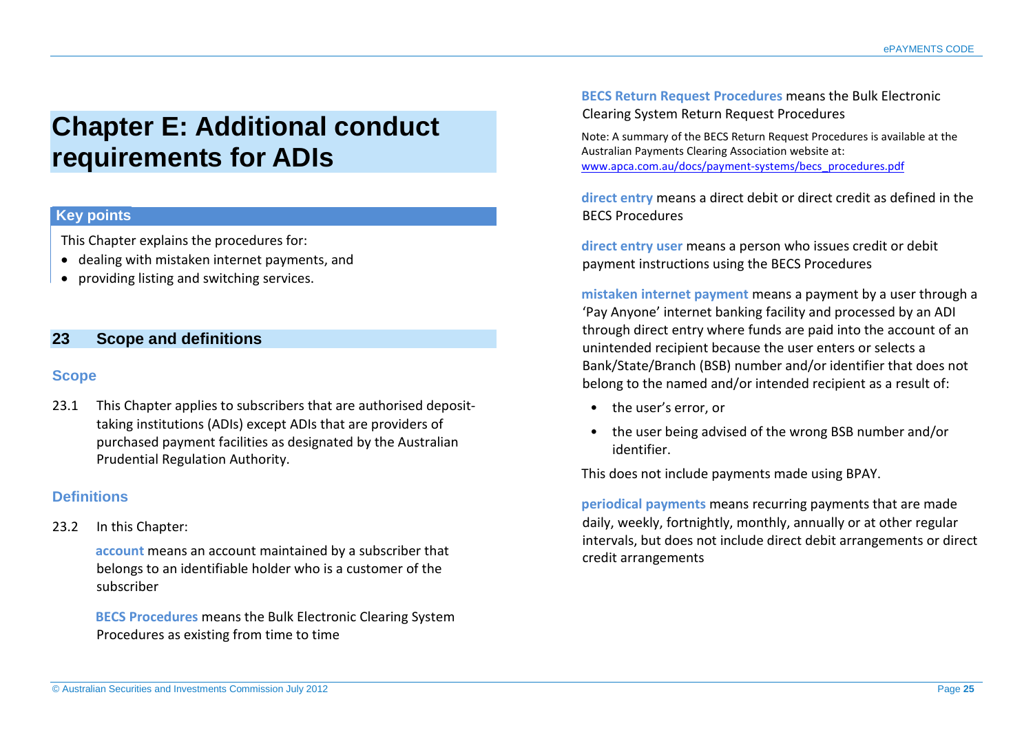# Chapter E: Additional conduct requirements for ADIs

## Key points

This Chapter explains the procedures for:

- dealing with mistaken internet payments, and
- providing listing and switching services.

## 23 Scope and definitions

### Scope

23.1 This Chapter applies to subscribers that are authorised deposit-taking institutions (ADIs) except ADIs that are providers of purchased payment facilities as designated by the Australian Prudential Regulation Authority.

### Definitions

23.2 In this Chapter:

**account** means an account maintained by a subscriber that belongs to an identifiable holder who is a customer of the subscriber

**BECS Procedures** means the Bulk Electronic Clearing System Procedures as existing from time to time

**BECS Return Request Procedures** means the Bulk Electronic Clearing System Return Request Procedures

Note: A summary of the BECS Return Request Procedures is available at the Australian Payments Clearing Association website at: www.apca.com.au/docs/payment-systems/becs_procedures.pdf

**direct entry** means a direct debit or direct credit as defined in the BECS Procedures

**direct entry user** means a person who issues credit or debit payment instructions using the BECS Procedures

**mistaken internet payment** means a payment by a user through a 'Pay Anyone' internet banking facility and processed by an ADI through direct entry where funds are paid into the account of an unintended recipient because the user enters or selects a Bank/State/Branch (BSB) number and/or identifier that does not belong to the named and/or intended recipient as a result of:

- the user's error, or
- the user being advised of the wrong BSB number and/or identifier.

This does not include payments made using BPAY.

**periodical payments** means recurring payments that are made daily, weekly, fortnightly, monthly, annually or at other regular intervals, but does not include direct debit arrangements or direct credit arrangements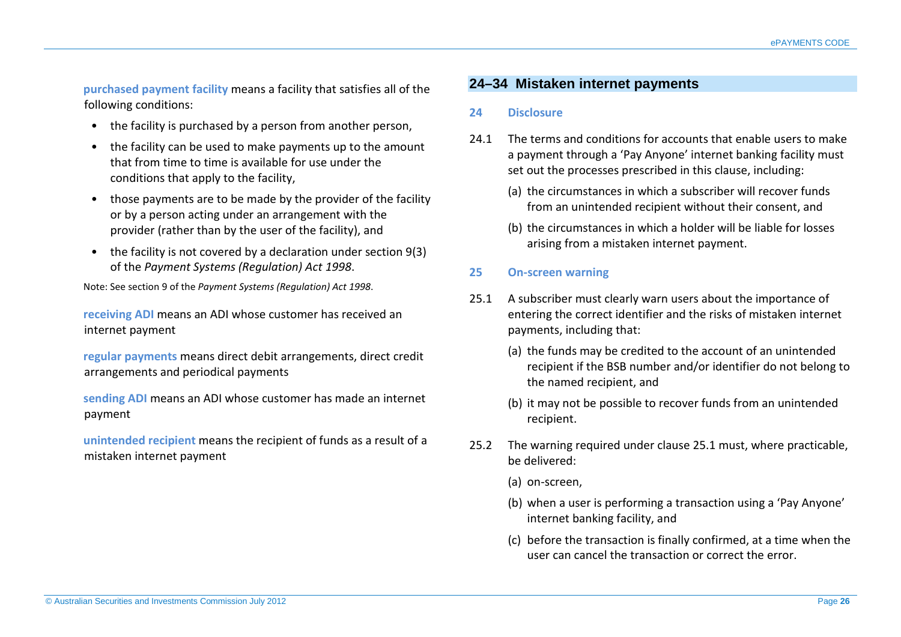**purchased payment facility** means a facility that satisfies all of the following conditions:

- the facility is purchased by a person from another person,
- the facility can be used to make payments up to the amount that from time to time is available for use under the conditions that apply to the facility,
- those payments are to be made by the provider of the facility or by a person acting under an arrangement with the provider (rather than by the user of the facility), and
- the facility is not covered by a declaration under section 9(3) of the *Payment Systems (Regulation) Act 1998*.

Note: See section 9 of the *Payment Systems (Regulation) Act 1998*.

**receiving ADI** means an ADI whose customer has received an internet payment

**regular payments** means direct debit arrangements, direct credit arrangements and periodical payments

**sending ADI** means an ADI whose customer has made an internet payment

**unintended recipient** means the recipient of funds as a result of a mistaken internet payment

## 24–34 Mistaken internet payments

### 24 Disclosure

24.1 The terms and conditions for accounts that enable users to make a payment through a 'Pay Anyone' internet banking facility must set out the processes prescribed in this clause, including:

(a) the circumstances in which a subscriber will recover funds from an unintended recipient without their consent, and

(b) the circumstances in which a holder will be liable for losses arising from a mistaken internet payment.

### 25 On-screen warning

25.1 A subscriber must clearly warn users about the importance of entering the correct identifier and the risks of mistaken internet payments, including that:

(a) the funds may be credited to the account of an unintended recipient if the BSB number and/or identifier do not belong to the named recipient, and

(b) it may not be possible to recover funds from an unintended recipient.

25.2 The warning required under clause 25.1 must, where practicable, be delivered:

(a) on-screen,

(b) when a user is performing a transaction using a 'Pay Anyone' internet banking facility, and

(c) before the transaction is finally confirmed, at a time when the user can cancel the transaction or correct the error.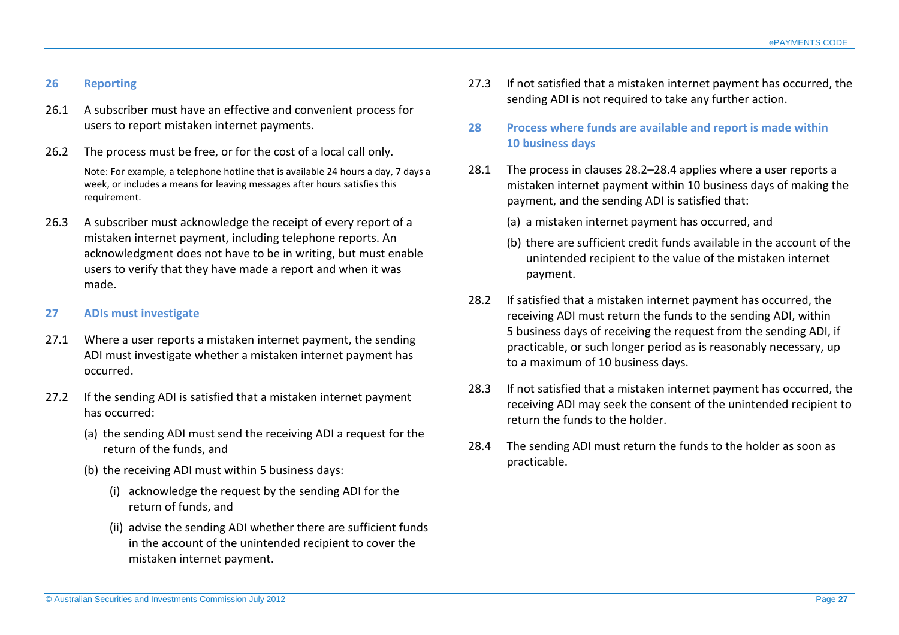## 26 Reporting

26.1 A subscriber must have an effective and convenient process for users to report mistaken internet payments.

26.2 The process must be free, or for the cost of a local call only.

Note: For example, a telephone hotline that is available 24 hours a day, 7 days a week, or includes a means for leaving messages after hours satisfies this requirement.

26.3 A subscriber must acknowledge the receipt of every report of a mistaken internet payment, including telephone reports. An acknowledgment does not have to be in writing, but must enable users to verify that they have made a report and when it was made.

## 27 ADIs must investigate

27.1 Where a user reports a mistaken internet payment, the sending ADI must investigate whether a mistaken internet payment has occurred.

27.2 If the sending ADI is satisfied that a mistaken internet payment has occurred:

(a) the sending ADI must send the receiving ADI a request for the return of the funds, and

(b) the receiving ADI must within 5 business days:

(i) acknowledge the request by the sending ADI for the return of funds, and

(ii) advise the sending ADI whether there are sufficient funds in the account of the unintended recipient to cover the mistaken internet payment.

27.3 If not satisfied that a mistaken internet payment has occurred, the sending ADI is not required to take any further action.

## 28 Process where funds are available and report is made within 10 business days

28.1 The process in clauses 28.2–28.4 applies where a user reports a mistaken internet payment within 10 business days of making the payment, and the sending ADI is satisfied that:

(a) a mistaken internet payment has occurred, and

(b) there are sufficient credit funds available in the account of the unintended recipient to the value of the mistaken internet payment.

28.2 If satisfied that a mistaken internet payment has occurred, the receiving ADI must return the funds to the sending ADI, within 5 business days of receiving the request from the sending ADI, if practicable, or such longer period as is reasonably necessary, up to a maximum of 10 business days.

28.3 If not satisfied that a mistaken internet payment has occurred, the receiving ADI may seek the consent of the unintended recipient to return the funds to the holder.

28.4 The sending ADI must return the funds to the holder as soon as practicable.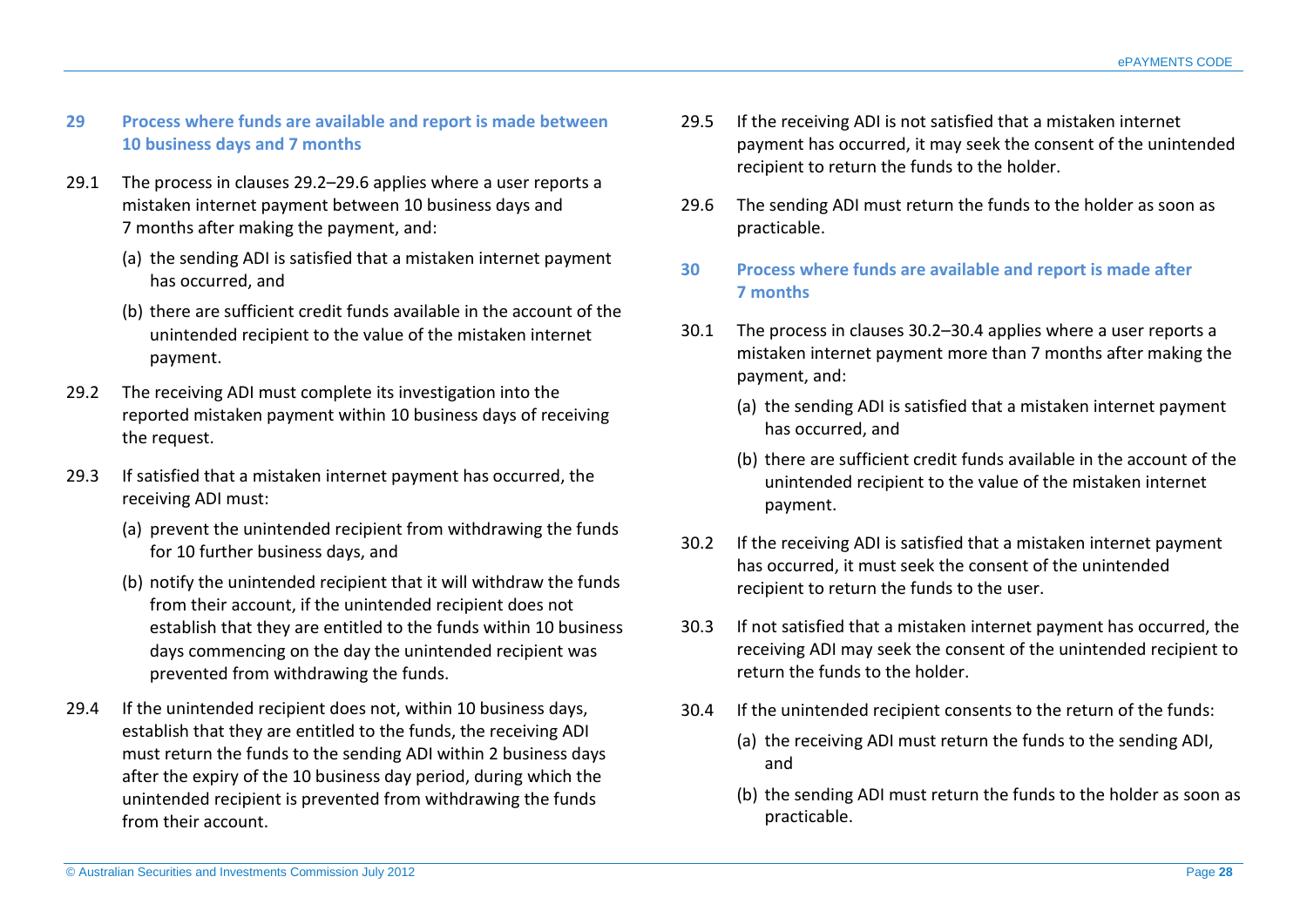## 29 Process where funds are available and report is made between 10 business days and 7 months

29.1 The process in clauses 29.2–29.6 applies where a user reports a mistaken internet payment between 10 business days and 7 months after making the payment, and:

(a) the sending ADI is satisfied that a mistaken internet payment has occurred, and

(b) there are sufficient credit funds available in the account of the unintended recipient to the value of the mistaken internet payment.

29.2 The receiving ADI must complete its investigation into the reported mistaken payment within 10 business days of receiving the request.

29.3 If satisfied that a mistaken internet payment has occurred, the receiving ADI must:

(a) prevent the unintended recipient from withdrawing the funds for 10 further business days, and

(b) notify the unintended recipient that it will withdraw the funds from their account, if the unintended recipient does not establish that they are entitled to the funds within 10 business days commencing on the day the unintended recipient was prevented from withdrawing the funds.

29.4 If the unintended recipient does not, within 10 business days, establish that they are entitled to the funds, the receiving ADI must return the funds to the sending ADI within 2 business days after the expiry of the 10 business day period, during which the unintended recipient is prevented from withdrawing the funds from their account.

29.5 If the receiving ADI is not satisfied that a mistaken internet payment has occurred, it may seek the consent of the unintended recipient to return the funds to the holder.

29.6 The sending ADI must return the funds to the holder as soon as practicable.

## 30 Process where funds are available and report is made after 7 months

30.1 The process in clauses 30.2–30.4 applies where a user reports a mistaken internet payment more than 7 months after making the payment, and:

(a) the sending ADI is satisfied that a mistaken internet payment has occurred, and

(b) there are sufficient credit funds available in the account of the unintended recipient to the value of the mistaken internet payment.

30.2 If the receiving ADI is satisfied that a mistaken internet payment has occurred, it must seek the consent of the unintended recipient to return the funds to the user.

30.3 If not satisfied that a mistaken internet payment has occurred, the receiving ADI may seek the consent of the unintended recipient to return the funds to the holder.

30.4 If the unintended recipient consents to the return of the funds:

(a) the receiving ADI must return the funds to the sending ADI, and

(b) the sending ADI must return the funds to the holder as soon as practicable.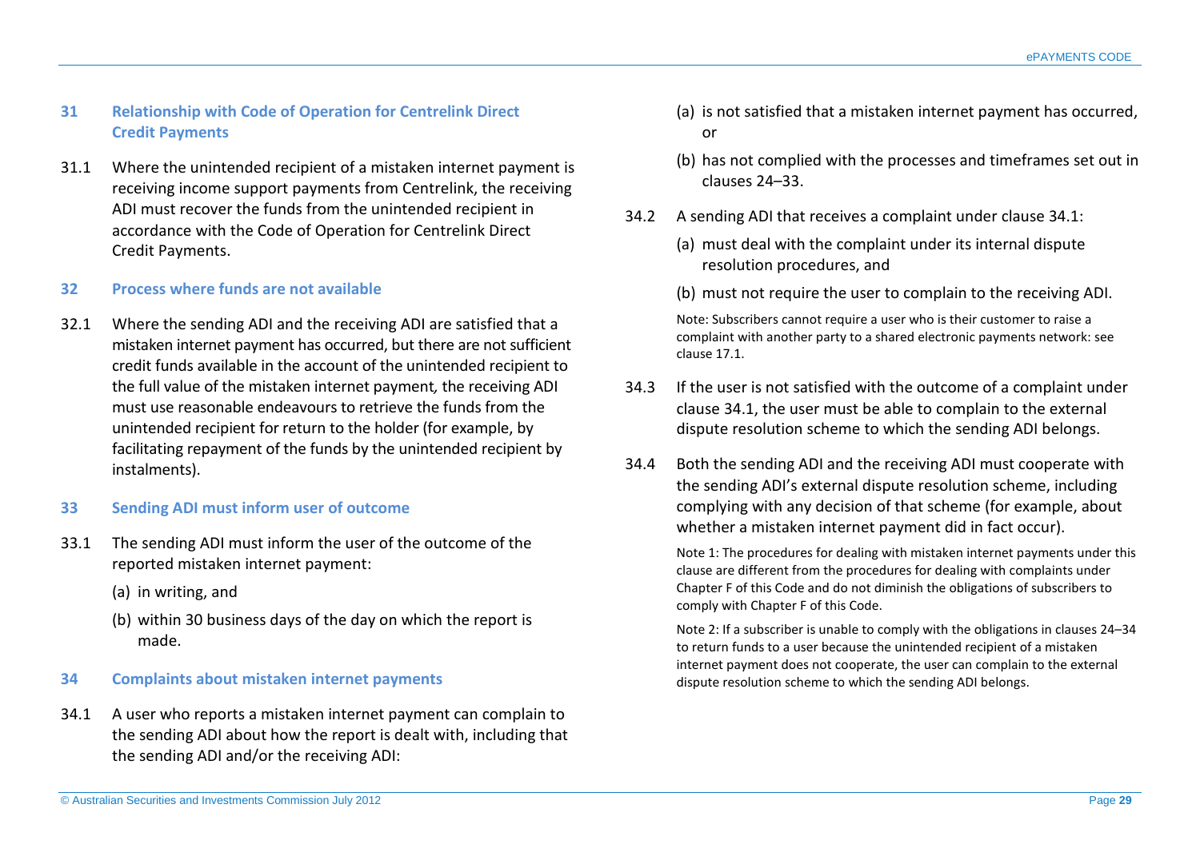## 31 Relationship with Code of Operation for Centrelink Direct Credit Payments

31.1 Where the unintended recipient of a mistaken internet payment is receiving income support payments from Centrelink, the receiving ADI must recover the funds from the unintended recipient in accordance with the Code of Operation for Centrelink Direct Credit Payments.

## 32 Process where funds are not available

32.1 Where the sending ADI and the receiving ADI are satisfied that a mistaken internet payment has occurred, but there are not sufficient credit funds available in the account of the unintended recipient to the full value of the mistaken internet payment, the receiving ADI must use reasonable endeavours to retrieve the funds from the unintended recipient for return to the holder (for example, by facilitating repayment of the funds by the unintended recipient by instalments).

## 33 Sending ADI must inform user of outcome

33.1 The sending ADI must inform the user of the outcome of the reported mistaken internet payment:

(a) in writing, and

(b) within 30 business days of the day on which the report is made.

## 34 Complaints about mistaken internet payments

34.1 A user who reports a mistaken internet payment can complain to the sending ADI about how the report is dealt with, including that the sending ADI and/or the receiving ADI:

(a) is not satisfied that a mistaken internet payment has occurred, or

(b) has not complied with the processes and timeframes set out in clauses 24–33.

34.2 A sending ADI that receives a complaint under clause 34.1:

(a) must deal with the complaint under its internal dispute resolution procedures, and

(b) must not require the user to complain to the receiving ADI.

Note: Subscribers cannot require a user who is their customer to raise a complaint with another party to a shared electronic payments network: see clause 17.1.

34.3 If the user is not satisfied with the outcome of a complaint under clause 34.1, the user must be able to complain to the external dispute resolution scheme to which the sending ADI belongs.

34.4 Both the sending ADI and the receiving ADI must cooperate with the sending ADI's external dispute resolution scheme, including complying with any decision of that scheme (for example, about whether a mistaken internet payment did in fact occur).

Note 1: The procedures for dealing with mistaken internet payments under this clause are different from the procedures for dealing with complaints under Chapter F of this Code and do not diminish the obligations of subscribers to comply with Chapter F of this Code.

Note 2: If a subscriber is unable to comply with the obligations in clauses 24–34 to return funds to a user because the unintended recipient of a mistaken internet payment does not cooperate, the user can complain to the external dispute resolution scheme to which the sending ADI belongs.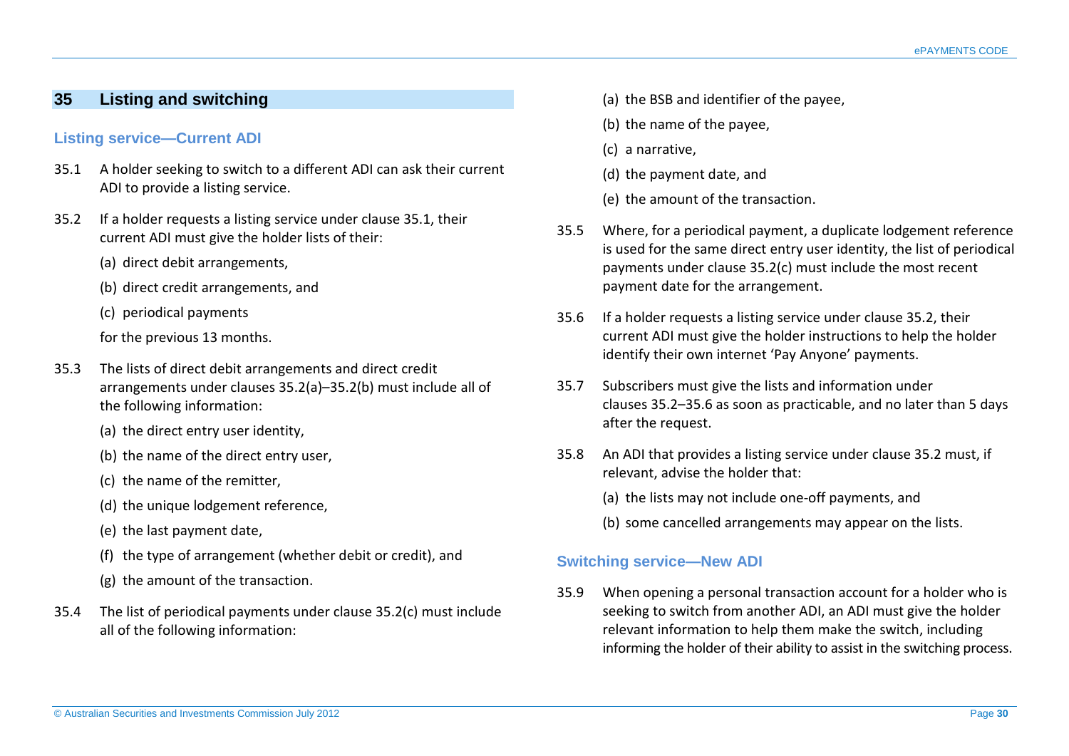## 35 Listing and switching

### Listing service—Current ADI

35.1 A holder seeking to switch to a different ADI can ask their current ADI to provide a listing service.

35.2 If a holder requests a listing service under clause 35.1, their current ADI must give the holder lists of their:

(a) direct debit arrangements,

(b) direct credit arrangements, and

(c) periodical payments

for the previous 13 months.

35.3 The lists of direct debit arrangements and direct credit arrangements under clauses 35.2(a)–35.2(b) must include all of the following information:

(a) the direct entry user identity,

(b) the name of the direct entry user,

(c) the name of the remitter,

(d) the unique lodgement reference,

(e) the last payment date,

(f) the type of arrangement (whether debit or credit), and

(g) the amount of the transaction.

35.4 The list of periodical payments under clause 35.2(c) must include all of the following information:

(a) the BSB and identifier of the payee,

(b) the name of the payee,

(c) a narrative,

(d) the payment date, and

(e) the amount of the transaction.

35.5 Where, for a periodical payment, a duplicate lodgement reference is used for the same direct entry user identity, the list of periodical payments under clause 35.2(c) must include the most recent payment date for the arrangement.

35.6 If a holder requests a listing service under clause 35.2, their current ADI must give the holder instructions to help the holder identify their own internet 'Pay Anyone' payments.

35.7 Subscribers must give the lists and information under clauses 35.2–35.6 as soon as practicable, and no later than 5 days after the request.

35.8 An ADI that provides a listing service under clause 35.2 must, if relevant, advise the holder that:

(a) the lists may not include one-off payments, and

(b) some cancelled arrangements may appear on the lists.

### Switching service—New ADI

35.9 When opening a personal transaction account for a holder who is seeking to switch from another ADI, an ADI must give the holder relevant information to help them make the switch, including informing the holder of their ability to assist in the switching process.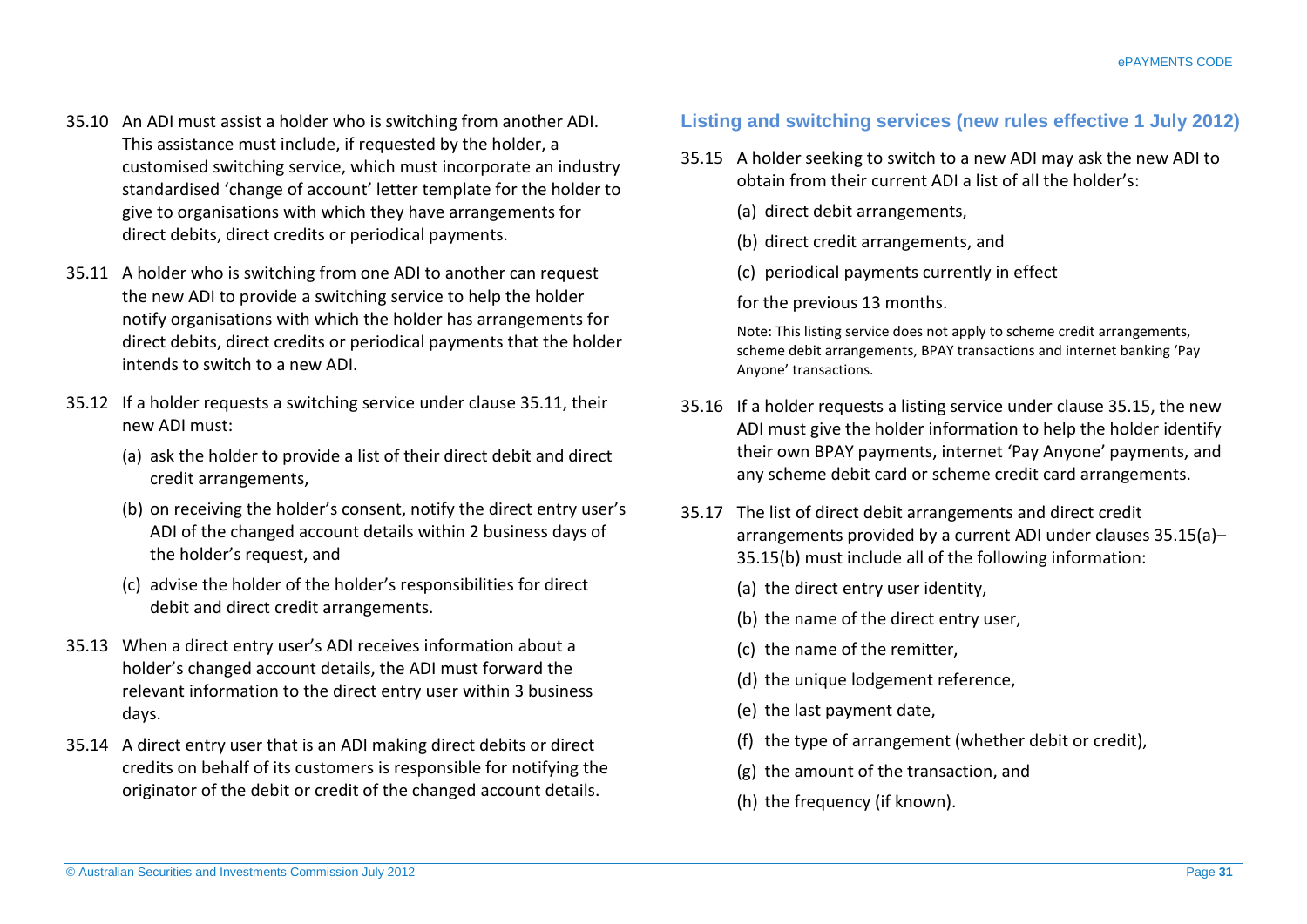35.10 An ADI must assist a holder who is switching from another ADI. This assistance must include, if requested by the holder, a customised switching service, which must incorporate an industry standardised 'change of account' letter template for the holder to give to organisations with which they have arrangements for direct debits, direct credits or periodical payments.

35.11 A holder who is switching from one ADI to another can request the new ADI to provide a switching service to help the holder notify organisations with which the holder has arrangements for direct debits, direct credits or periodical payments that the holder intends to switch to a new ADI.

35.12 If a holder requests a switching service under clause 35.11, their new ADI must:

(a) ask the holder to provide a list of their direct debit and direct credit arrangements,

(b) on receiving the holder's consent, notify the direct entry user's ADI of the changed account details within 2 business days of the holder's request, and

(c) advise the holder of the holder's responsibilities for direct debit and direct credit arrangements.

35.13 When a direct entry user's ADI receives information about a holder's changed account details, the ADI must forward the relevant information to the direct entry user within 3 business days.

35.14 A direct entry user that is an ADI making direct debits or direct credits on behalf of its customers is responsible for notifying the originator of the debit or credit of the changed account details.

### Listing and switching services (new rules effective 1 July 2012)

35.15 A holder seeking to switch to a new ADI may ask the new ADI to obtain from their current ADI a list of all the holder's:

(a) direct debit arrangements,

(b) direct credit arrangements, and

(c) periodical payments currently in effect

for the previous 13 months.

Note: This listing service does not apply to scheme credit arrangements, scheme debit arrangements, BPAY transactions and internet banking 'Pay Anyone' transactions.

35.16 If a holder requests a listing service under clause 35.15, the new ADI must give the holder information to help the holder identify their own BPAY payments, internet 'Pay Anyone' payments, and any scheme debit card or scheme credit card arrangements.

35.17 The list of direct debit arrangements and direct credit arrangements provided by a current ADI under clauses 35.15(a)–35.15(b) must include all of the following information:

(a) the direct entry user identity,

(b) the name of the direct entry user,

(c) the name of the remitter,

(d) the unique lodgement reference,

(e) the last payment date,

(f) the type of arrangement (whether debit or credit),

(g) the amount of the transaction, and

(h) the frequency (if known).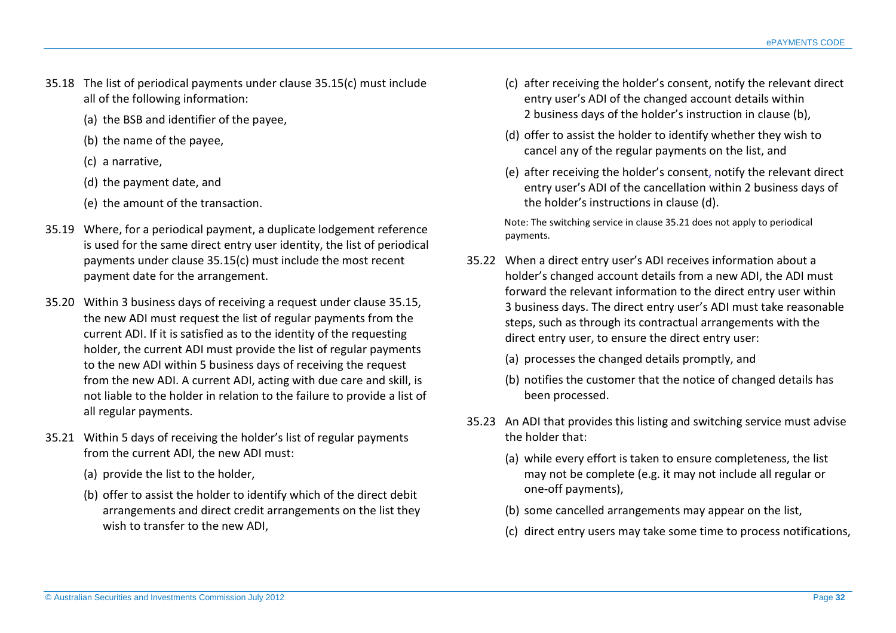35.18 The list of periodical payments under clause 35.15(c) must include all of the following information:

(a) the BSB and identifier of the payee,

(b) the name of the payee,

(c) a narrative,

(d) the payment date, and

(e) the amount of the transaction.

35.19 Where, for a periodical payment, a duplicate lodgement reference is used for the same direct entry user identity, the list of periodical payments under clause 35.15(c) must include the most recent payment date for the arrangement.

35.20 Within 3 business days of receiving a request under clause 35.15, the new ADI must request the list of regular payments from the current ADI. If it is satisfied as to the identity of the requesting holder, the current ADI must provide the list of regular payments to the new ADI within 5 business days of receiving the request from the new ADI. A current ADI, acting with due care and skill, is not liable to the holder in relation to the failure to provide a list of all regular payments.

35.21 Within 5 days of receiving the holder's list of regular payments from the current ADI, the new ADI must:

(a) provide the list to the holder,

(b) offer to assist the holder to identify which of the direct debit arrangements and direct credit arrangements on the list they wish to transfer to the new ADI,

(c) after receiving the holder's consent, notify the relevant direct entry user's ADI of the changed account details within 2 business days of the holder's instruction in clause (b),

(d) offer to assist the holder to identify whether they wish to cancel any of the regular payments on the list, and

(e) after receiving the holder's consent, notify the relevant direct entry user's ADI of the cancellation within 2 business days of the holder's instructions in clause (d).

Note: The switching service in clause 35.21 does not apply to periodical payments.

35.22 When a direct entry user's ADI receives information about a holder's changed account details from a new ADI, the ADI must forward the relevant information to the direct entry user within 3 business days. The direct entry user's ADI must take reasonable steps, such as through its contractual arrangements with the direct entry user, to ensure the direct entry user:

(a) processes the changed details promptly, and

(b) notifies the customer that the notice of changed details has been processed.

35.23 An ADI that provides this listing and switching service must advise the holder that:

(a) while every effort is taken to ensure completeness, the list may not be complete (e.g. it may not include all regular or one-off payments),

(b) some cancelled arrangements may appear on the list,

(c) direct entry users may take some time to process notifications,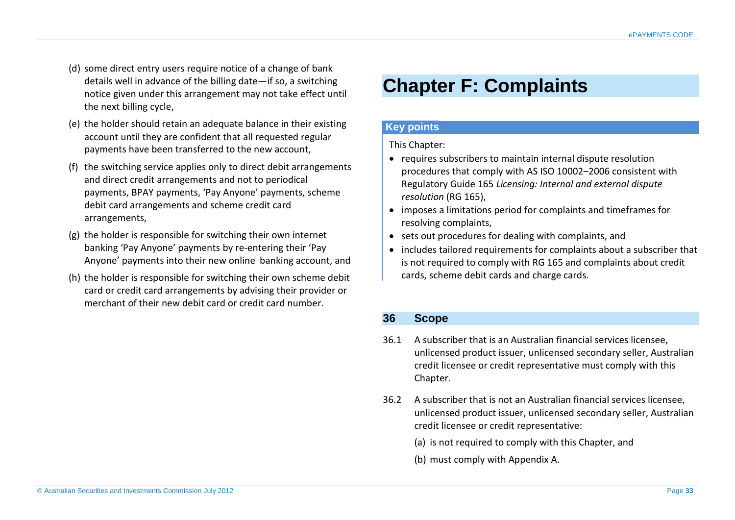(d) some direct entry users require notice of a change of bank details well in advance of the billing date—if so, a switching notice given under this arrangement may not take effect until the next billing cycle,

(e) the holder should retain an adequate balance in their existing account until they are confident that all requested regular payments have been transferred to the new account,

(f) the switching service applies only to direct debit arrangements and direct credit arrangements and not to periodical payments, BPAY payments, 'Pay Anyone' payments, scheme debit card arrangements and scheme credit card arrangements,

(g) the holder is responsible for switching their own internet banking 'Pay Anyone' payments by re-entering their 'Pay Anyone' payments into their new online banking account, and

(h) the holder is responsible for switching their own scheme debit card or credit card arrangements by advising their provider or merchant of their new debit card or credit card number.

# Chapter F: Complaints

**Key points**

This Chapter:

- requires subscribers to maintain internal dispute resolution procedures that comply with AS ISO 10002–2006 consistent with Regulatory Guide 165 *Licensing: Internal and external dispute resolution* (RG 165),
- imposes a limitations period for complaints and timeframes for resolving complaints,
- sets out procedures for dealing with complaints, and
- includes tailored requirements for complaints about a subscriber that is not required to comply with RG 165 and complaints about credit cards, scheme debit cards and charge cards.

## 36 Scope

36.1 A subscriber that is an Australian financial services licensee, unlicensed product issuer, unlicensed secondary seller, Australian credit licensee or credit representative must comply with this Chapter.

36.2 A subscriber that is not an Australian financial services licensee, unlicensed product issuer, unlicensed secondary seller, Australian credit licensee or credit representative:

(a) is not required to comply with this Chapter, and

(b) must comply with Appendix A.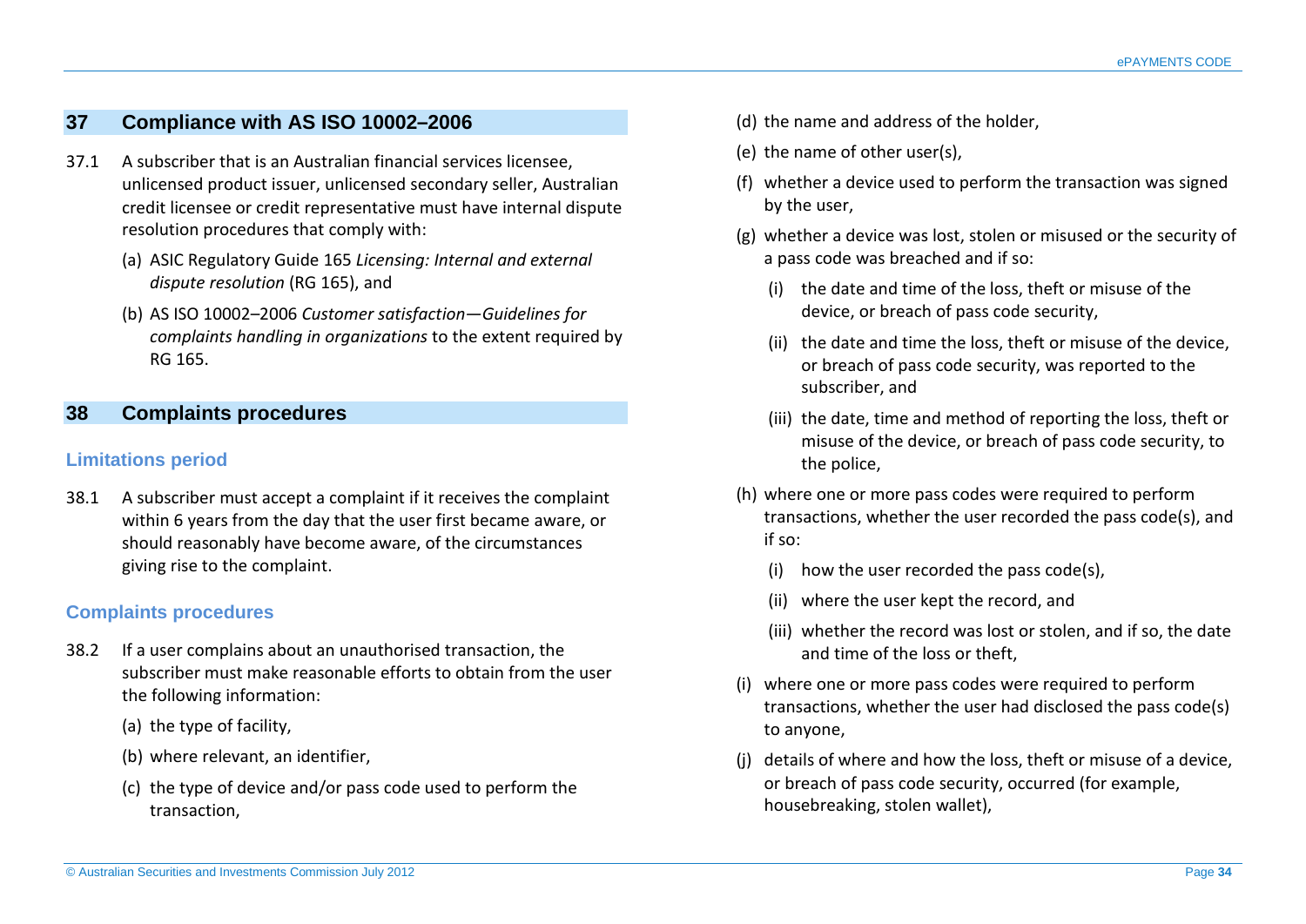## 37 Compliance with AS ISO 10002–2006

37.1 A subscriber that is an Australian financial services licensee, unlicensed product issuer, unlicensed secondary seller, Australian credit licensee or credit representative must have internal dispute resolution procedures that comply with:

(a) ASIC Regulatory Guide 165 *Licensing: Internal and external dispute resolution* (RG 165), and

(b) AS ISO 10002–2006 *Customer satisfaction—Guidelines for complaints handling in organizations* to the extent required by RG 165.

## 38 Complaints procedures

### Limitations period

38.1 A subscriber must accept a complaint if it receives the complaint within 6 years from the day that the user first became aware, or should reasonably have become aware, of the circumstances giving rise to the complaint.

### Complaints procedures

38.2 If a user complains about an unauthorised transaction, the subscriber must make reasonable efforts to obtain from the user the following information:

(a) the type of facility,

(b) where relevant, an identifier,

(c) the type of device and/or pass code used to perform the transaction,

(d) the name and address of the holder,

(e) the name of other user(s),

(f) whether a device used to perform the transaction was signed by the user,

(g) whether a device was lost, stolen or misused or the security of a pass code was breached and if so:

(i) the date and time of the loss, theft or misuse of the device, or breach of pass code security,

(ii) the date and time the loss, theft or misuse of the device, or breach of pass code security, was reported to the subscriber, and

(iii) the date, time and method of reporting the loss, theft or misuse of the device, or breach of pass code security, to the police,

(h) where one or more pass codes were required to perform transactions, whether the user recorded the pass code(s), and if so:

(i) how the user recorded the pass code(s),

(ii) where the user kept the record, and

(iii) whether the record was lost or stolen, and if so, the date and time of the loss or theft,

(i) where one or more pass codes were required to perform transactions, whether the user had disclosed the pass code(s) to anyone,

(j) details of where and how the loss, theft or misuse of a device, or breach of pass code security, occurred (for example, housebreaking, stolen wallet),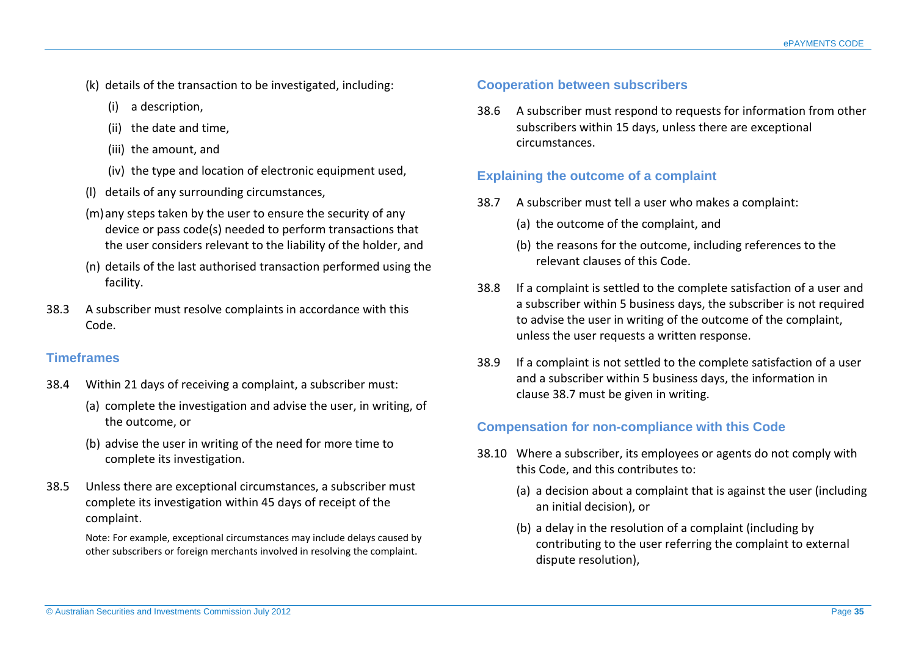(k) details of the transaction to be investigated, including:

  (i) a description,

  (ii) the date and time,

  (iii) the amount, and

  (iv) the type and location of electronic equipment used,

(l) details of any surrounding circumstances,

(m) any steps taken by the user to ensure the security of any device or pass code(s) needed to perform transactions that the user considers relevant to the liability of the holder, and

(n) details of the last authorised transaction performed using the facility.

38.3 A subscriber must resolve complaints in accordance with this Code.

### Timeframes

38.4 Within 21 days of receiving a complaint, a subscriber must:

(a) complete the investigation and advise the user, in writing, of the outcome, or

(b) advise the user in writing of the need for more time to complete its investigation.

38.5 Unless there are exceptional circumstances, a subscriber must complete its investigation within 45 days of receipt of the complaint.

Note: For example, exceptional circumstances may include delays caused by other subscribers or foreign merchants involved in resolving the complaint.

### Cooperation between subscribers

38.6 A subscriber must respond to requests for information from other subscribers within 15 days, unless there are exceptional circumstances.

### Explaining the outcome of a complaint

38.7 A subscriber must tell a user who makes a complaint:

(a) the outcome of the complaint, and

(b) the reasons for the outcome, including references to the relevant clauses of this Code.

38.8 If a complaint is settled to the complete satisfaction of a user and a subscriber within 5 business days, the subscriber is not required to advise the user in writing of the outcome of the complaint, unless the user requests a written response.

38.9 If a complaint is not settled to the complete satisfaction of a user and a subscriber within 5 business days, the information in clause 38.7 must be given in writing.

### Compensation for non-compliance with this Code

38.10 Where a subscriber, its employees or agents do not comply with this Code, and this contributes to:

(a) a decision about a complaint that is against the user (including an initial decision), or

(b) a delay in the resolution of a complaint (including by contributing to the user referring the complaint to external dispute resolution),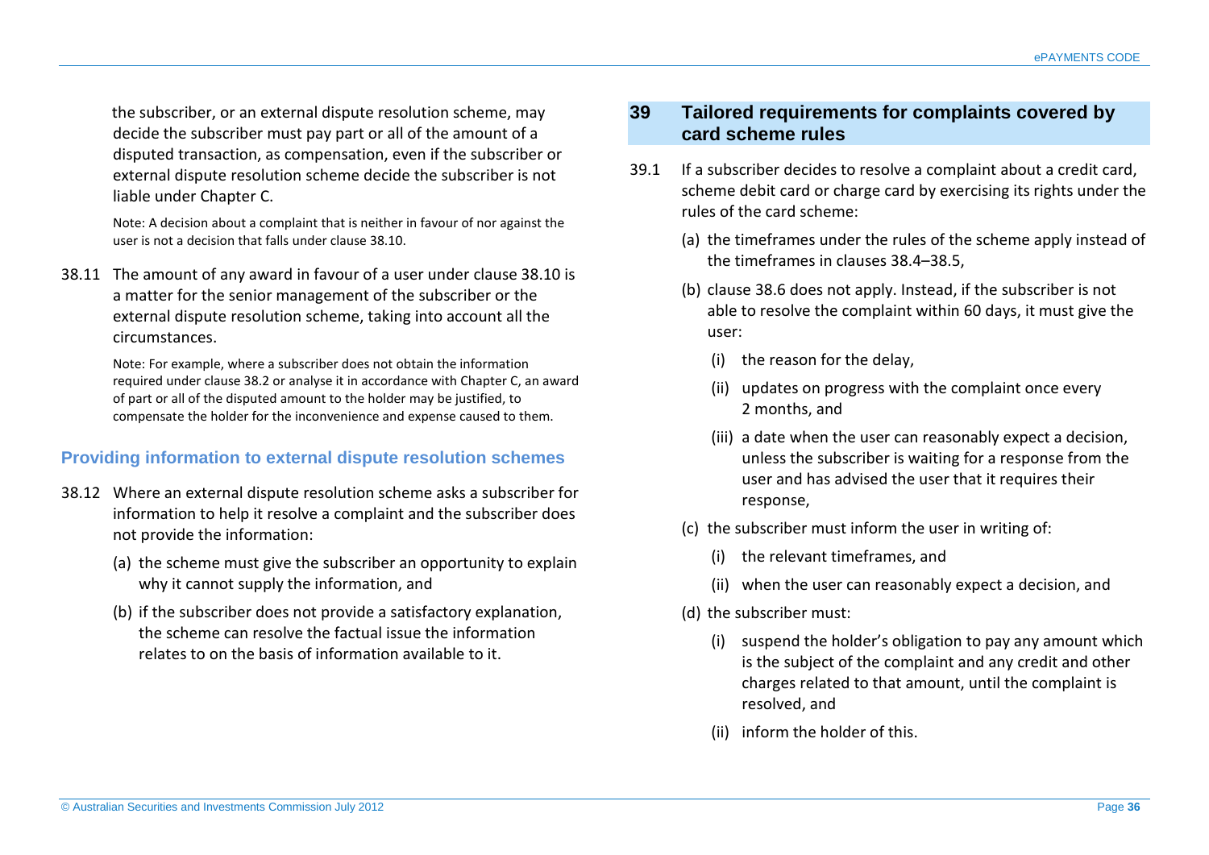the subscriber, or an external dispute resolution scheme, may decide the subscriber must pay part or all of the amount of a disputed transaction, as compensation, even if the subscriber or external dispute resolution scheme decide the subscriber is not liable under Chapter C.

Note: A decision about a complaint that is neither in favour of nor against the user is not a decision that falls under clause 38.10.

38.11 The amount of any award in favour of a user under clause 38.10 is a matter for the senior management of the subscriber or the external dispute resolution scheme, taking into account all the circumstances.

Note: For example, where a subscriber does not obtain the information required under clause 38.2 or analyse it in accordance with Chapter C, an award of part or all of the disputed amount to the holder may be justified, to compensate the holder for the inconvenience and expense caused to them.

### Providing information to external dispute resolution schemes

38.12 Where an external dispute resolution scheme asks a subscriber for information to help it resolve a complaint and the subscriber does not provide the information:

(a) the scheme must give the subscriber an opportunity to explain why it cannot supply the information, and

(b) if the subscriber does not provide a satisfactory explanation, the scheme can resolve the factual issue the information relates to on the basis of information available to it.

## 39 Tailored requirements for complaints covered by card scheme rules

39.1 If a subscriber decides to resolve a complaint about a credit card, scheme debit card or charge card by exercising its rights under the rules of the card scheme:

(a) the timeframes under the rules of the scheme apply instead of the timeframes in clauses 38.4–38.5,

(b) clause 38.6 does not apply. Instead, if the subscriber is not able to resolve the complaint within 60 days, it must give the user:

(i) the reason for the delay,

(ii) updates on progress with the complaint once every 2 months, and

(iii) a date when the user can reasonably expect a decision, unless the subscriber is waiting for a response from the user and has advised the user that it requires their response,

(c) the subscriber must inform the user in writing of:

(i) the relevant timeframes, and

(ii) when the user can reasonably expect a decision, and

(d) the subscriber must:

(i) suspend the holder's obligation to pay any amount which is the subject of the complaint and any credit and other charges related to that amount, until the complaint is resolved, and

(ii) inform the holder of this.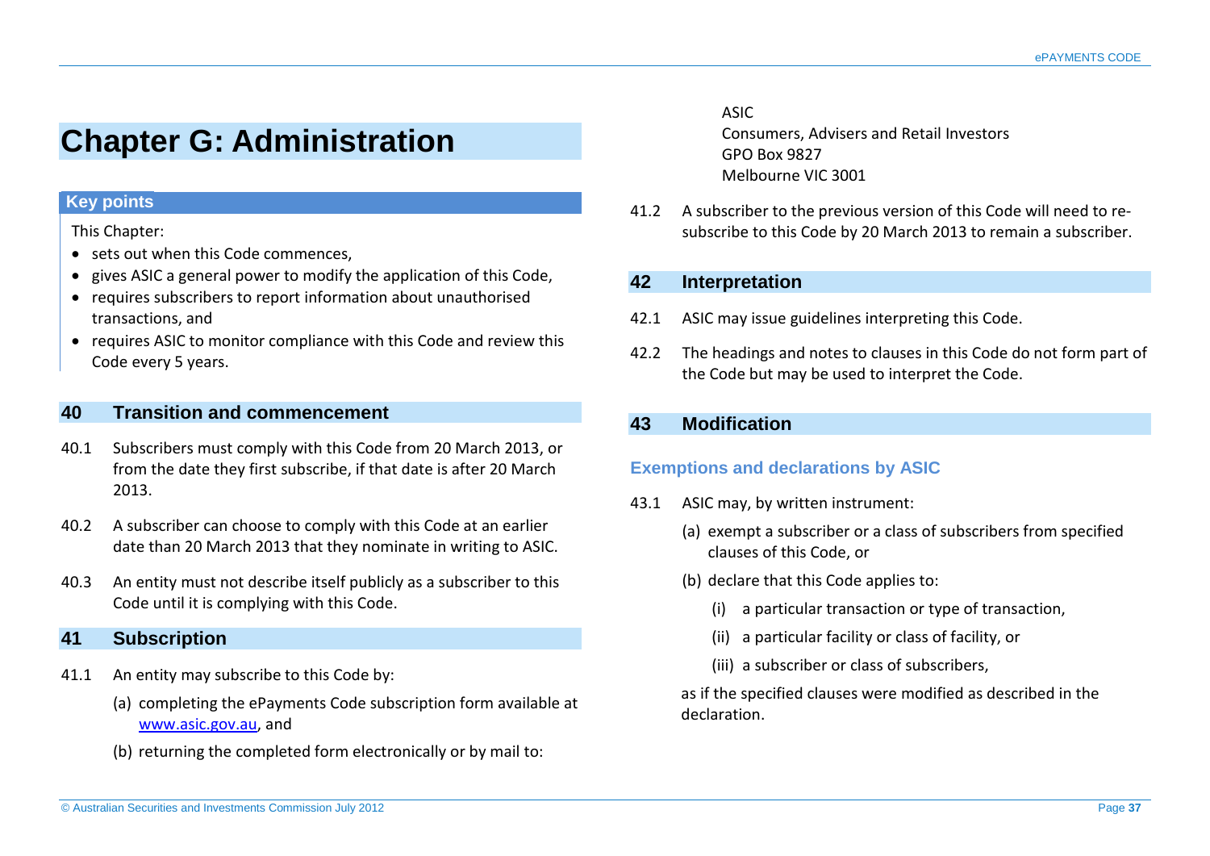# Chapter G: Administration

**Key points**

This Chapter:

- sets out when this Code commences,
- gives ASIC a general power to modify the application of this Code,
- requires subscribers to report information about unauthorised transactions, and
- requires ASIC to monitor compliance with this Code and review this Code every 5 years.

## 40 Transition and commencement

40.1 Subscribers must comply with this Code from 20 March 2013, or from the date they first subscribe, if that date is after 20 March 2013.

40.2 A subscriber can choose to comply with this Code at an earlier date than 20 March 2013 that they nominate in writing to ASIC.

40.3 An entity must not describe itself publicly as a subscriber to this Code until it is complying with this Code.

## 41 Subscription

41.1 An entity may subscribe to this Code by:

(a) completing the ePayments Code subscription form available at www.asic.gov.au, and

(b) returning the completed form electronically or by mail to:

ASIC
Consumers, Advisers and Retail Investors
GPO Box 9827
Melbourne VIC 3001

41.2 A subscriber to the previous version of this Code will need to re-subscribe to this Code by 20 March 2013 to remain a subscriber.

## 42 Interpretation

42.1 ASIC may issue guidelines interpreting this Code.

42.2 The headings and notes to clauses in this Code do not form part of the Code but may be used to interpret the Code.

## 43 Modification

### Exemptions and declarations by ASIC

43.1 ASIC may, by written instrument:

(a) exempt a subscriber or a class of subscribers from specified clauses of this Code, or

(b) declare that this Code applies to:

(i) a particular transaction or type of transaction,

(ii) a particular facility or class of facility, or

(iii) a subscriber or class of subscribers,

as if the specified clauses were modified as described in the declaration.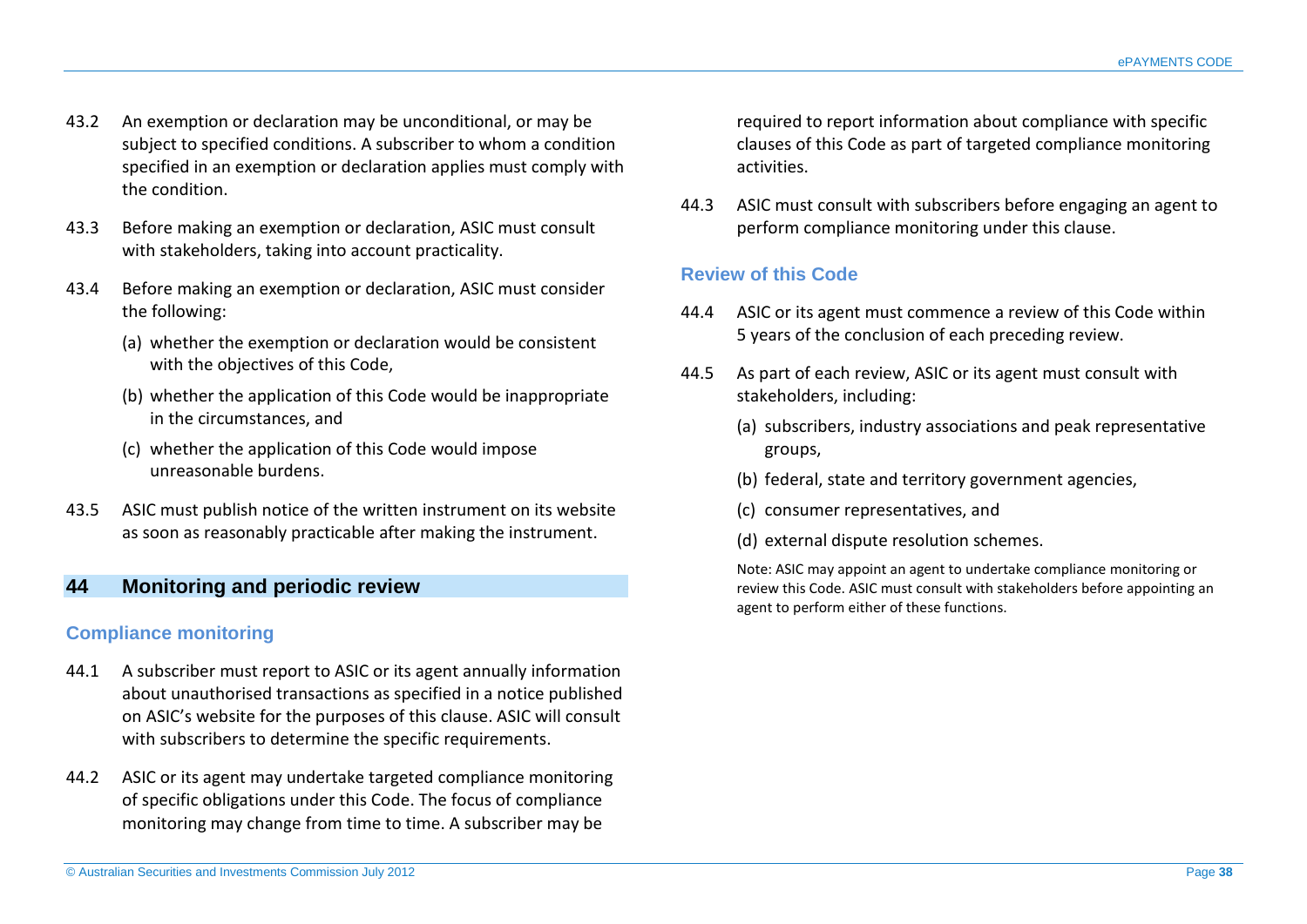43.2 An exemption or declaration may be unconditional, or may be subject to specified conditions. A subscriber to whom a condition specified in an exemption or declaration applies must comply with the condition.

43.3 Before making an exemption or declaration, ASIC must consult with stakeholders, taking into account practicality.

43.4 Before making an exemption or declaration, ASIC must consider the following:

(a) whether the exemption or declaration would be consistent with the objectives of this Code,

(b) whether the application of this Code would be inappropriate in the circumstances, and

(c) whether the application of this Code would impose unreasonable burdens.

43.5 ASIC must publish notice of the written instrument on its website as soon as reasonably practicable after making the instrument.

## 44 Monitoring and periodic review

### Compliance monitoring

44.1 A subscriber must report to ASIC or its agent annually information about unauthorised transactions as specified in a notice published on ASIC's website for the purposes of this clause. ASIC will consult with subscribers to determine the specific requirements.

44.2 ASIC or its agent may undertake targeted compliance monitoring of specific obligations under this Code. The focus of compliance monitoring may change from time to time. A subscriber may be required to report information about compliance with specific clauses of this Code as part of targeted compliance monitoring activities.

44.3 ASIC must consult with subscribers before engaging an agent to perform compliance monitoring under this clause.

### Review of this Code

44.4 ASIC or its agent must commence a review of this Code within 5 years of the conclusion of each preceding review.

44.5 As part of each review, ASIC or its agent must consult with stakeholders, including:

(a) subscribers, industry associations and peak representative groups,

(b) federal, state and territory government agencies,

(c) consumer representatives, and

(d) external dispute resolution schemes.

Note: ASIC may appoint an agent to undertake compliance monitoring or review this Code. ASIC must consult with stakeholders before appointing an agent to perform either of these functions.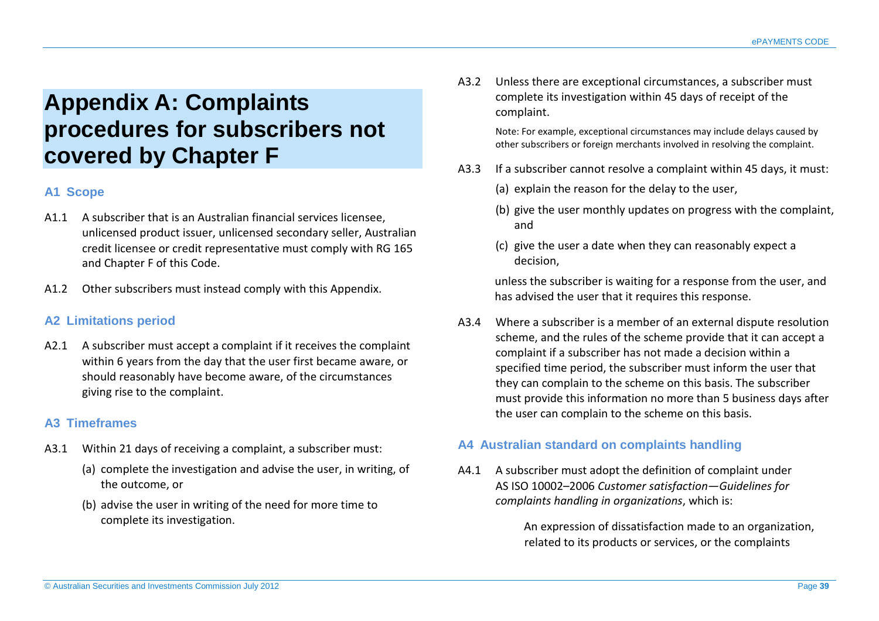# Appendix A: Complaints procedures for subscribers not covered by Chapter F

## A1 Scope

A1.1 A subscriber that is an Australian financial services licensee, unlicensed product issuer, unlicensed secondary seller, Australian credit licensee or credit representative must comply with RG 165 and Chapter F of this Code.

A1.2 Other subscribers must instead comply with this Appendix.

## A2 Limitations period

A2.1 A subscriber must accept a complaint if it receives the complaint within 6 years from the day that the user first became aware, or should reasonably have become aware, of the circumstances giving rise to the complaint.

## A3 Timeframes

A3.1 Within 21 days of receiving a complaint, a subscriber must:

(a) complete the investigation and advise the user, in writing, of the outcome, or

(b) advise the user in writing of the need for more time to complete its investigation.

A3.2 Unless there are exceptional circumstances, a subscriber must complete its investigation within 45 days of receipt of the complaint.

Note: For example, exceptional circumstances may include delays caused by other subscribers or foreign merchants involved in resolving the complaint.

A3.3 If a subscriber cannot resolve a complaint within 45 days, it must:

(a) explain the reason for the delay to the user,

(b) give the user monthly updates on progress with the complaint, and

(c) give the user a date when they can reasonably expect a decision,

unless the subscriber is waiting for a response from the user, and has advised the user that it requires this response.

A3.4 Where a subscriber is a member of an external dispute resolution scheme, and the rules of the scheme provide that it can accept a complaint if a subscriber has not made a decision within a specified time period, the subscriber must inform the user that they can complain to the scheme on this basis. The subscriber must provide this information no more than 5 business days after the user can complain to the scheme on this basis.

## A4 Australian standard on complaints handling

A4.1 A subscriber must adopt the definition of complaint under AS ISO 10002–2006 *Customer satisfaction—Guidelines for complaints handling in organizations*, which is:

> An expression of dissatisfaction made to an organization, related to its products or services, or the complaints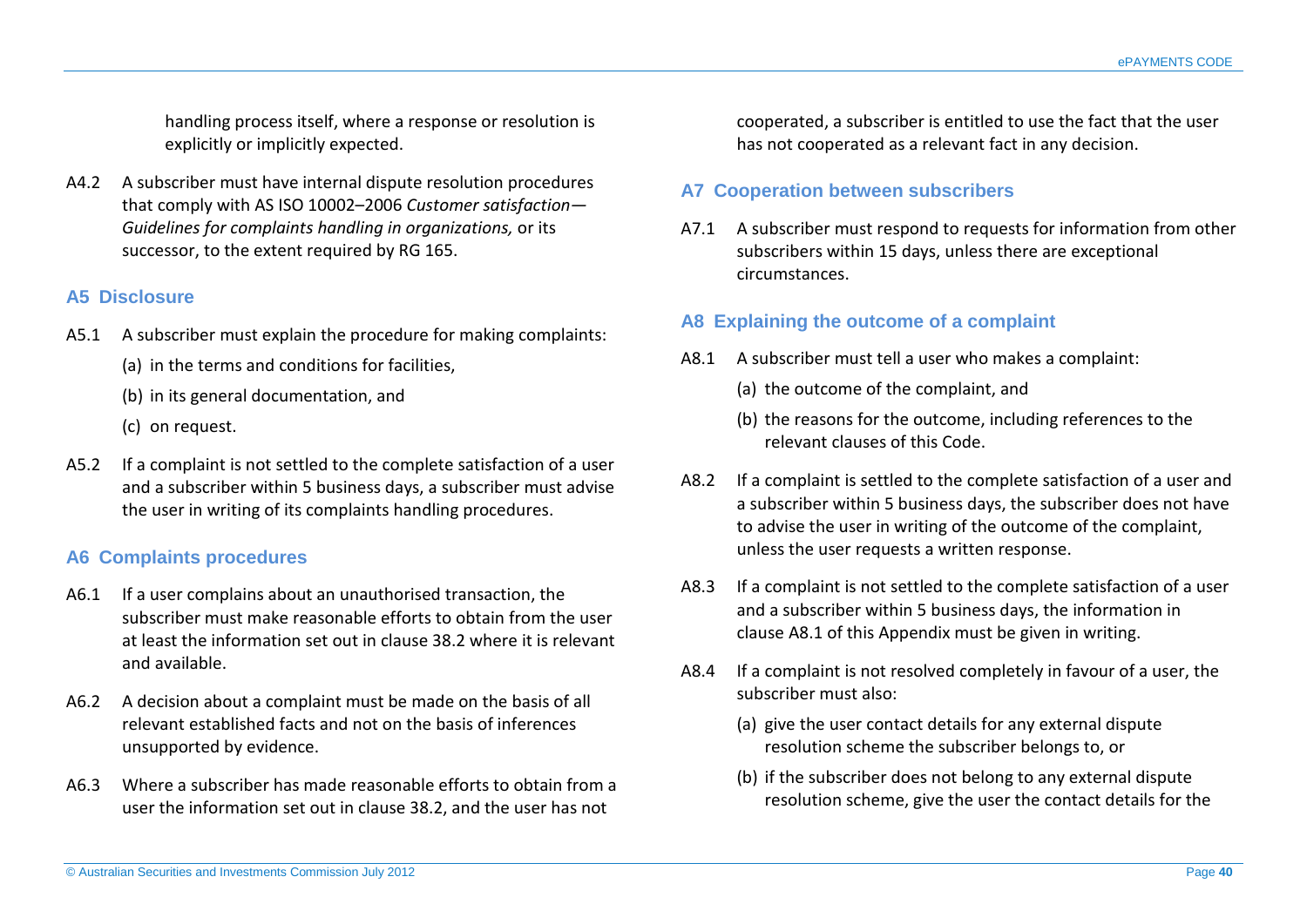handling process itself, where a response or resolution is explicitly or implicitly expected.

A4.2 A subscriber must have internal dispute resolution procedures that comply with AS ISO 10002–2006 *Customer satisfaction—Guidelines for complaints handling in organizations,* or its successor, to the extent required by RG 165.

## A5 Disclosure

A5.1 A subscriber must explain the procedure for making complaints:

(a) in the terms and conditions for facilities,

(b) in its general documentation, and

(c) on request.

A5.2 If a complaint is not settled to the complete satisfaction of a user and a subscriber within 5 business days, a subscriber must advise the user in writing of its complaints handling procedures.

## A6 Complaints procedures

A6.1 If a user complains about an unauthorised transaction, the subscriber must make reasonable efforts to obtain from the user at least the information set out in clause 38.2 where it is relevant and available.

A6.2 A decision about a complaint must be made on the basis of all relevant established facts and not on the basis of inferences unsupported by evidence.

A6.3 Where a subscriber has made reasonable efforts to obtain from a user the information set out in clause 38.2, and the user has not cooperated, a subscriber is entitled to use the fact that the user has not cooperated as a relevant fact in any decision.

## A7 Cooperation between subscribers

A7.1 A subscriber must respond to requests for information from other subscribers within 15 days, unless there are exceptional circumstances.

## A8 Explaining the outcome of a complaint

A8.1 A subscriber must tell a user who makes a complaint:

(a) the outcome of the complaint, and

(b) the reasons for the outcome, including references to the relevant clauses of this Code.

A8.2 If a complaint is settled to the complete satisfaction of a user and a subscriber within 5 business days, the subscriber does not have to advise the user in writing of the outcome of the complaint, unless the user requests a written response.

A8.3 If a complaint is not settled to the complete satisfaction of a user and a subscriber within 5 business days, the information in clause A8.1 of this Appendix must be given in writing.

A8.4 If a complaint is not resolved completely in favour of a user, the subscriber must also:

(a) give the user contact details for any external dispute resolution scheme the subscriber belongs to, or

(b) if the subscriber does not belong to any external dispute resolution scheme, give the user the contact details for the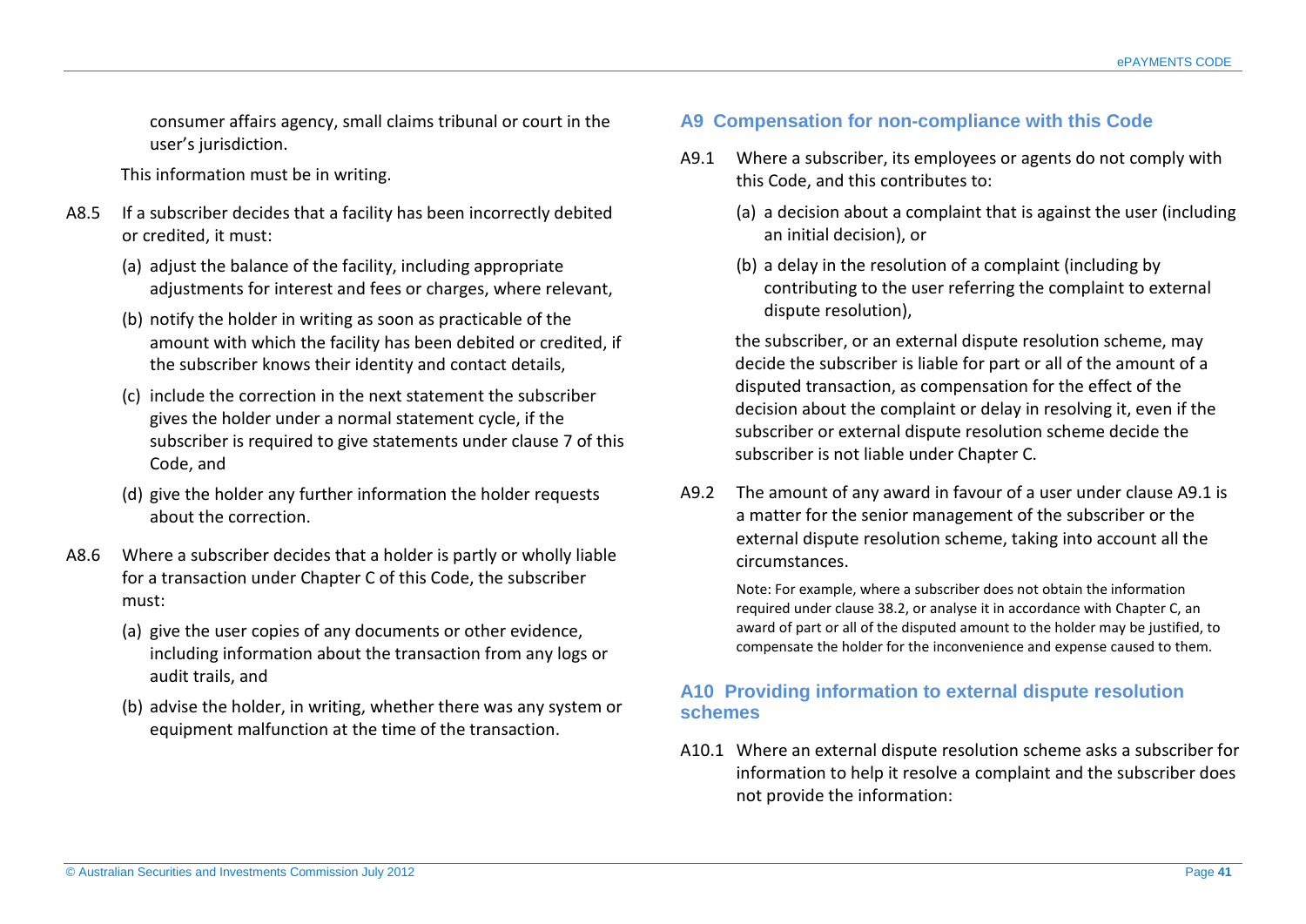consumer affairs agency, small claims tribunal or court in the user's jurisdiction.

This information must be in writing.

A8.5 If a subscriber decides that a facility has been incorrectly debited or credited, it must:

(a) adjust the balance of the facility, including appropriate adjustments for interest and fees or charges, where relevant,

(b) notify the holder in writing as soon as practicable of the amount with which the facility has been debited or credited, if the subscriber knows their identity and contact details,

(c) include the correction in the next statement the subscriber gives the holder under a normal statement cycle, if the subscriber is required to give statements under clause 7 of this Code, and

(d) give the holder any further information the holder requests about the correction.

A8.6 Where a subscriber decides that a holder is partly or wholly liable for a transaction under Chapter C of this Code, the subscriber must:

(a) give the user copies of any documents or other evidence, including information about the transaction from any logs or audit trails, and

(b) advise the holder, in writing, whether there was any system or equipment malfunction at the time of the transaction.

## A9 Compensation for non-compliance with this Code

A9.1 Where a subscriber, its employees or agents do not comply with this Code, and this contributes to:

(a) a decision about a complaint that is against the user (including an initial decision), or

(b) a delay in the resolution of a complaint (including by contributing to the user referring the complaint to external dispute resolution),

the subscriber, or an external dispute resolution scheme, may decide the subscriber is liable for part or all of the amount of a disputed transaction, as compensation for the effect of the decision about the complaint or delay in resolving it, even if the subscriber or external dispute resolution scheme decide the subscriber is not liable under Chapter C.

A9.2 The amount of any award in favour of a user under clause A9.1 is a matter for the senior management of the subscriber or the external dispute resolution scheme, taking into account all the circumstances.

Note: For example, where a subscriber does not obtain the information required under clause 38.2, or analyse it in accordance with Chapter C, an award of part or all of the disputed amount to the holder may be justified, to compensate the holder for the inconvenience and expense caused to them.

## A10 Providing information to external dispute resolution schemes

A10.1 Where an external dispute resolution scheme asks a subscriber for information to help it resolve a complaint and the subscriber does not provide the information: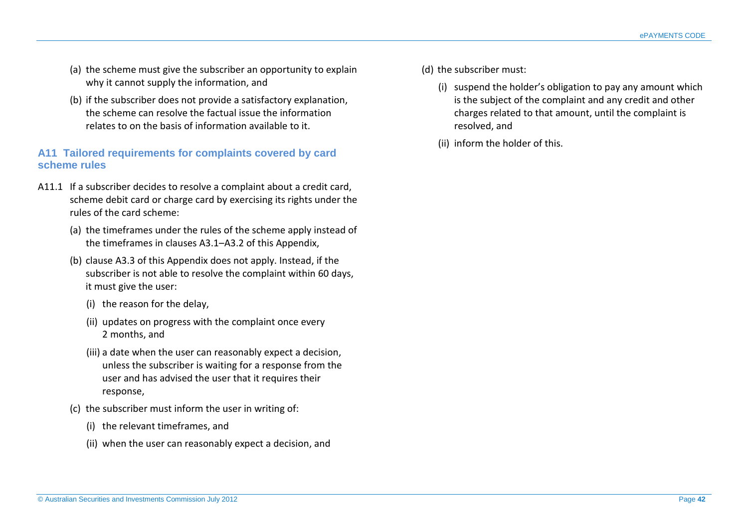(a) the scheme must give the subscriber an opportunity to explain why it cannot supply the information, and

(b) if the subscriber does not provide a satisfactory explanation, the scheme can resolve the factual issue the information relates to on the basis of information available to it.

### A11 Tailored requirements for complaints covered by card scheme rules

A11.1 If a subscriber decides to resolve a complaint about a credit card, scheme debit card or charge card by exercising its rights under the rules of the card scheme:

(a) the timeframes under the rules of the scheme apply instead of the timeframes in clauses A3.1–A3.2 of this Appendix,

(b) clause A3.3 of this Appendix does not apply. Instead, if the subscriber is not able to resolve the complaint within 60 days, it must give the user:

(i) the reason for the delay,

(ii) updates on progress with the complaint once every 2 months, and

(iii) a date when the user can reasonably expect a decision, unless the subscriber is waiting for a response from the user and has advised the user that it requires their response,

(c) the subscriber must inform the user in writing of:

(i) the relevant timeframes, and

(ii) when the user can reasonably expect a decision, and

(d) the subscriber must:

(i) suspend the holder's obligation to pay any amount which is the subject of the complaint and any credit and other charges related to that amount, until the complaint is resolved, and

(ii) inform the holder of this.